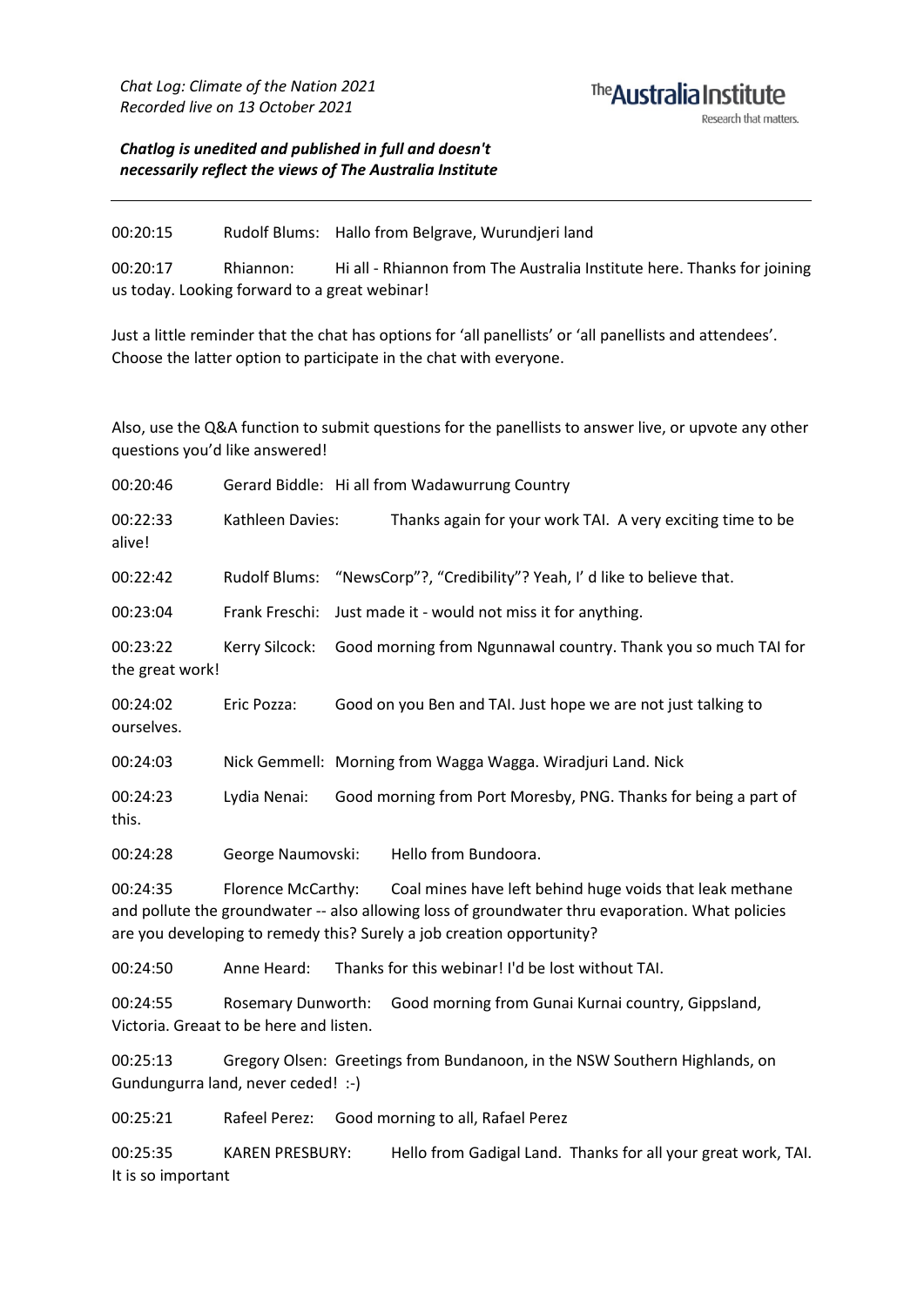*Chat Log: Climate of the Nation 2021*
*Recorded live on 13 October 2021*

The Australia Institute
Research that matters.

***Chatlog is unedited and published in full and doesn't necessarily reflect the views of The Australia Institute***

---

00:20:15 Rudolf Blums: Hallo from Belgrave, Wurundjeri land

00:20:17 Rhiannon: Hi all - Rhiannon from The Australia Institute here. Thanks for joining us today. Looking forward to a great webinar!

Just a little reminder that the chat has options for 'all panellists' or 'all panellists and attendees'. Choose the latter option to participate in the chat with everyone.

Also, use the Q&A function to submit questions for the panellists to answer live, or upvote any other questions you'd like answered!

00:20:46 Gerard Biddle: Hi all from Wadawurrung Country

00:22:33 Kathleen Davies: Thanks again for your work TAI. A very exciting time to be alive!

00:22:42 Rudolf Blums: "NewsCorp"?, "Credibility"? Yeah, I' d like to believe that.

00:23:04 Frank Freschi: Just made it - would not miss it for anything.

00:23:22 Kerry Silcock: Good morning from Ngunnawal country. Thank you so much TAI for the great work!

00:24:02 Eric Pozza: Good on you Ben and TAI. Just hope we are not just talking to ourselves.

00:24:03 Nick Gemmell: Morning from Wagga Wagga. Wiradjuri Land. Nick

00:24:23 Lydia Nenai: Good morning from Port Moresby, PNG. Thanks for being a part of this.

00:24:28 George Naumovski: Hello from Bundoora.

00:24:35 Florence McCarthy: Coal mines have left behind huge voids that leak methane and pollute the groundwater -- also allowing loss of groundwater thru evaporation. What policies are you developing to remedy this? Surely a job creation opportunity?

00:24:50 Anne Heard: Thanks for this webinar! I'd be lost without TAI.

00:24:55 Rosemary Dunworth: Good morning from Gunai Kurnai country, Gippsland, Victoria. Greaat to be here and listen.

00:25:13 Gregory Olsen: Greetings from Bundanoon, in the NSW Southern Highlands, on Gundungurra land, never ceded! :-)

00:25:21 Rafeel Perez: Good morning to all, Rafael Perez

00:25:35 KAREN PRESBURY: Hello from Gadigal Land. Thanks for all your great work, TAI. It is so important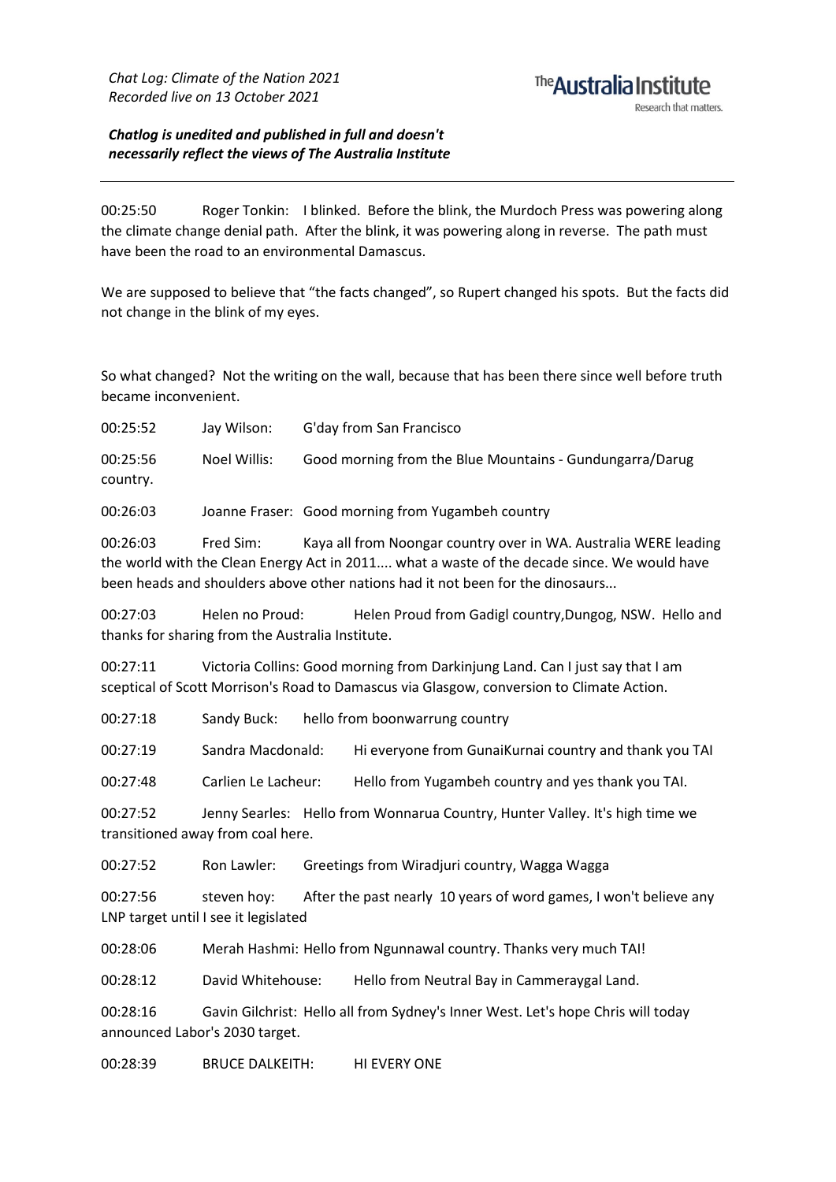*Chat Log: Climate of the Nation 2021*
*Recorded live on 13 October 2021*

***Chatlog is unedited and published in full and doesn't necessarily reflect the views of The Australia Institute***

---

00:25:50 Roger Tonkin: I blinked. Before the blink, the Murdoch Press was powering along the climate change denial path. After the blink, it was powering along in reverse. The path must have been the road to an environmental Damascus.

We are supposed to believe that "the facts changed", so Rupert changed his spots. But the facts did not change in the blink of my eyes.

So what changed? Not the writing on the wall, because that has been there since well before truth became inconvenient.

00:25:52 Jay Wilson: G'day from San Francisco

00:25:56 Noel Willis: Good morning from the Blue Mountains - Gundungarra/Darug country.

00:26:03 Joanne Fraser: Good morning from Yugambeh country

00:26:03 Fred Sim: Kaya all from Noongar country over in WA. Australia WERE leading the world with the Clean Energy Act in 2011.... what a waste of the decade since. We would have been heads and shoulders above other nations had it not been for the dinosaurs...

00:27:03 Helen no Proud: Helen Proud from Gadigl country,Dungog, NSW. Hello and thanks for sharing from the Australia Institute.

00:27:11 Victoria Collins: Good morning from Darkinjung Land. Can I just say that I am sceptical of Scott Morrison's Road to Damascus via Glasgow, conversion to Climate Action.

00:27:18 Sandy Buck: hello from boonwarrung country

00:27:19 Sandra Macdonald: Hi everyone from GunaiKurnai country and thank you TAI

00:27:48 Carlien Le Lacheur: Hello from Yugambeh country and yes thank you TAI.

00:27:52 Jenny Searles: Hello from Wonnarua Country, Hunter Valley. It's high time we transitioned away from coal here.

00:27:52 Ron Lawler: Greetings from Wiradjuri country, Wagga Wagga

00:27:56 steven hoy: After the past nearly 10 years of word games, I won't believe any LNP target until I see it legislated

00:28:06 Merah Hashmi: Hello from Ngunnawal country. Thanks very much TAI!

00:28:12 David Whitehouse: Hello from Neutral Bay in Cammeraygal Land.

00:28:16 Gavin Gilchrist: Hello all from Sydney's Inner West. Let's hope Chris will today announced Labor's 2030 target.

00:28:39 BRUCE DALKEITH: HI EVERY ONE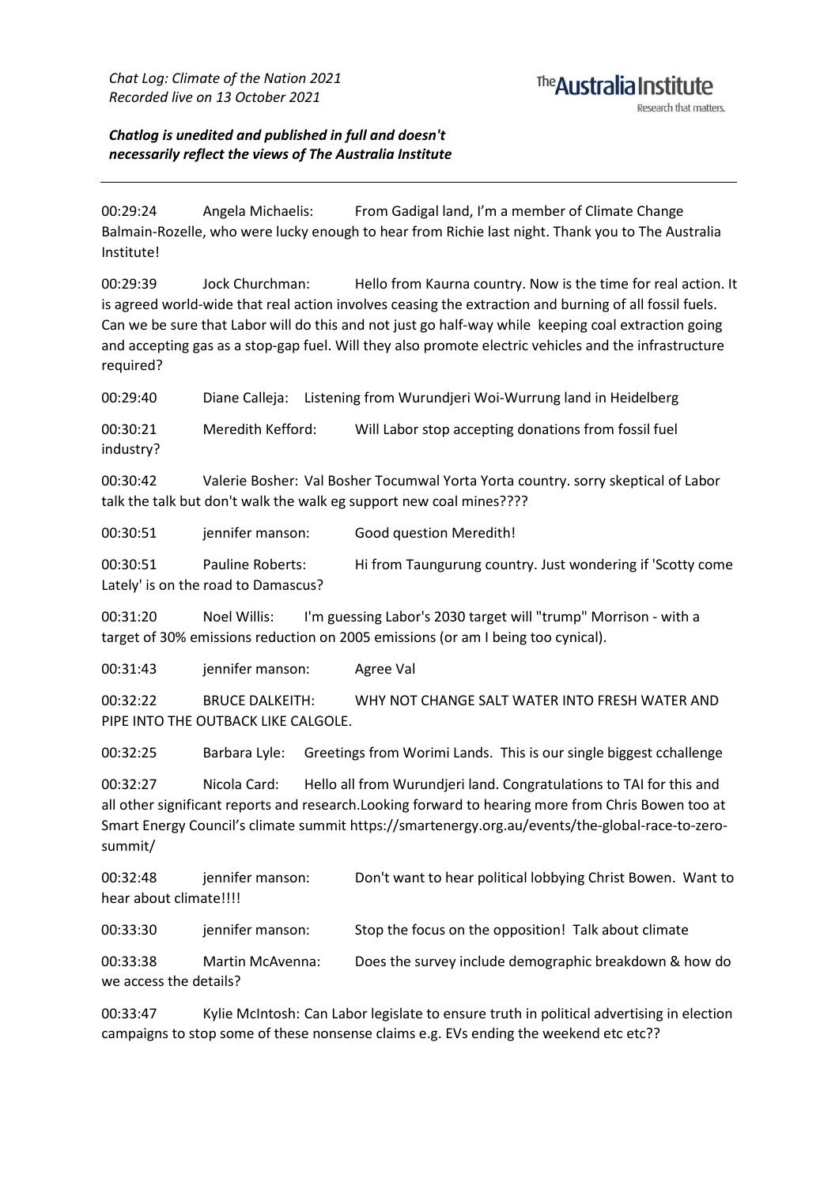*Chat Log: Climate of the Nation 2021*
*Recorded live on 13 October 2021*

***Chatlog is unedited and published in full and doesn't necessarily reflect the views of The Australia Institute***

---

00:29:24 Angela Michaelis: From Gadigal land, I'm a member of Climate Change Balmain-Rozelle, who were lucky enough to hear from Richie last night. Thank you to The Australia Institute!

00:29:39 Jock Churchman: Hello from Kaurna country. Now is the time for real action. It is agreed world-wide that real action involves ceasing the extraction and burning of all fossil fuels. Can we be sure that Labor will do this and not just go half-way while keeping coal extraction going and accepting gas as a stop-gap fuel. Will they also promote electric vehicles and the infrastructure required?

00:29:40 Diane Calleja: Listening from Wurundjeri Woi-Wurrung land in Heidelberg

00:30:21 Meredith Kefford: Will Labor stop accepting donations from fossil fuel industry?

00:30:42 Valerie Bosher: Val Bosher Tocumwal Yorta Yorta country. sorry skeptical of Labor talk the talk but don't walk the walk eg support new coal mines????

00:30:51 jennifer manson: Good question Meredith!

00:30:51 Pauline Roberts: Hi from Taungurung country. Just wondering if 'Scotty come Lately' is on the road to Damascus?

00:31:20 Noel Willis: I'm guessing Labor's 2030 target will "trump" Morrison - with a target of 30% emissions reduction on 2005 emissions (or am I being too cynical).

00:31:43 jennifer manson: Agree Val

00:32:22 BRUCE DALKEITH: WHY NOT CHANGE SALT WATER INTO FRESH WATER AND PIPE INTO THE OUTBACK LIKE CALGOLE.

00:32:25 Barbara Lyle: Greetings from Worimi Lands. This is our single biggest cchallenge

00:32:27 Nicola Card: Hello all from Wurundjeri land. Congratulations to TAI for this and all other significant reports and research.Looking forward to hearing more from Chris Bowen too at Smart Energy Council's climate summit https://smartenergy.org.au/events/the-global-race-to-zero-summit/

00:32:48 jennifer manson: Don't want to hear political lobbying Christ Bowen. Want to hear about climate!!!!

00:33:30 jennifer manson: Stop the focus on the opposition! Talk about climate

00:33:38 Martin McAvenna: Does the survey include demographic breakdown & how do we access the details?

00:33:47 Kylie McIntosh: Can Labor legislate to ensure truth in political advertising in election campaigns to stop some of these nonsense claims e.g. EVs ending the weekend etc etc??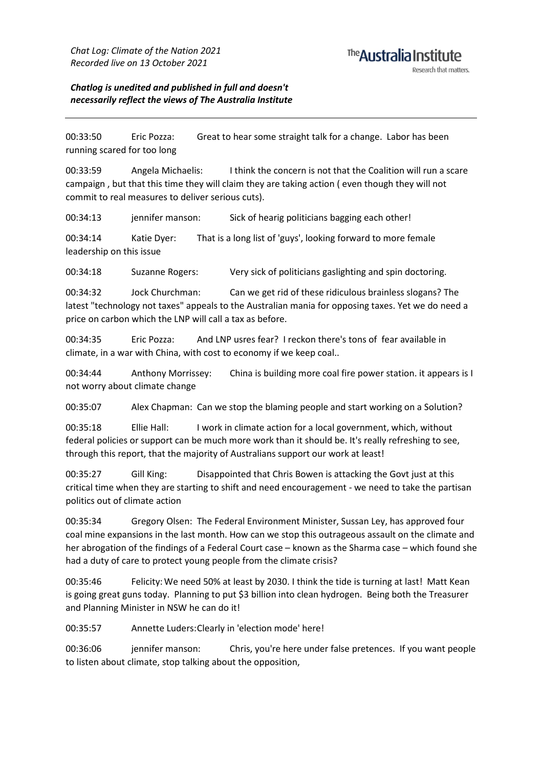00:33:50 Eric Pozza: Great to hear some straight talk for a change. Labor has been running scared for too long

00:33:59 Angela Michaelis: I think the concern is not that the Coalition will run a scare campaign , but that this time they will claim they are taking action ( even though they will not commit to real measures to deliver serious cuts).

00:34:13 jennifer manson: Sick of hearig politicians bagging each other!

00:34:14 Katie Dyer: That is a long list of 'guys', looking forward to more female leadership on this issue

00:34:18 Suzanne Rogers: Very sick of politicians gaslighting and spin doctoring.

00:34:32 Jock Churchman: Can we get rid of these ridiculous brainless slogans? The latest "technology not taxes" appeals to the Australian mania for opposing taxes. Yet we do need a price on carbon which the LNP will call a tax as before.

00:34:35 Eric Pozza: And LNP usres fear? I reckon there's tons of fear available in climate, in a war with China, with cost to economy if we keep coal..

00:34:44 Anthony Morrissey: China is building more coal fire power station. it appears is I not worry about climate change

00:35:07 Alex Chapman: Can we stop the blaming people and start working on a Solution?

00:35:18 Ellie Hall: I work in climate action for a local government, which, without federal policies or support can be much more work than it should be. It's really refreshing to see, through this report, that the majority of Australians support our work at least!

00:35:27 Gill King: Disappointed that Chris Bowen is attacking the Govt just at this critical time when they are starting to shift and need encouragement - we need to take the partisan politics out of climate action

00:35:34 Gregory Olsen: The Federal Environment Minister, Sussan Ley, has approved four coal mine expansions in the last month. How can we stop this outrageous assault on the climate and her abrogation of the findings of a Federal Court case – known as the Sharma case – which found she had a duty of care to protect young people from the climate crisis?

00:35:46 Felicity: We need 50% at least by 2030. I think the tide is turning at last! Matt Kean is going great guns today. Planning to put $3 billion into clean hydrogen. Being both the Treasurer and Planning Minister in NSW he can do it!

00:35:57 Annette Luders: Clearly in 'election mode' here!

00:36:06 jennifer manson: Chris, you're here under false pretences. If you want people to listen about climate, stop talking about the opposition,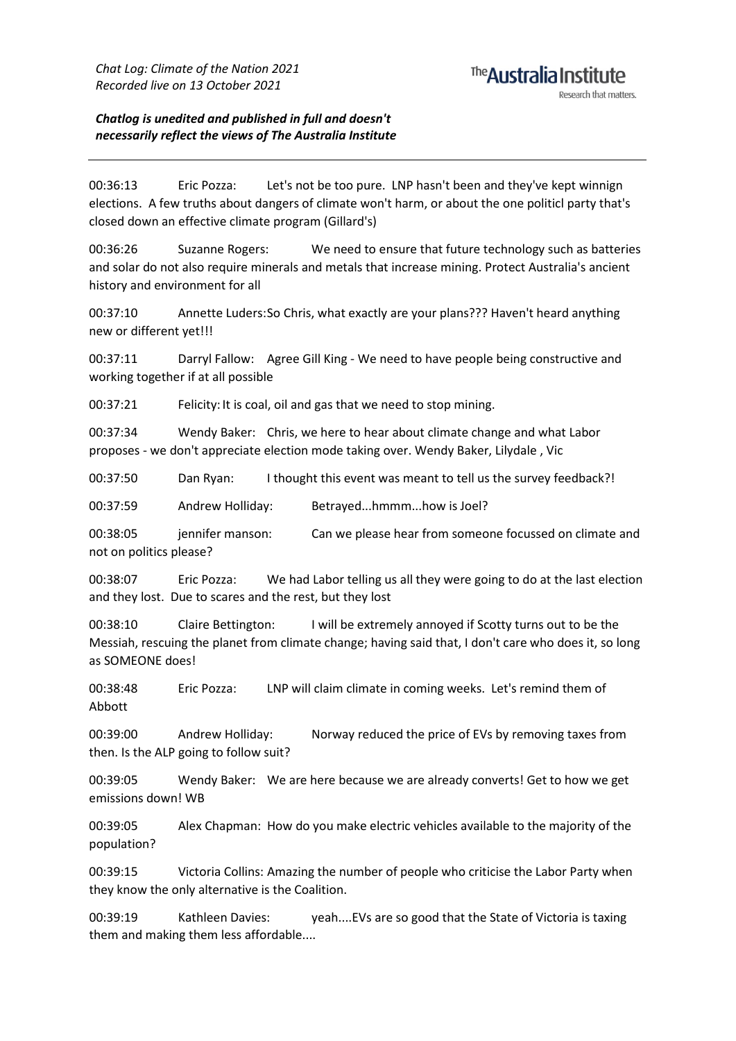*Chat Log: Climate of the Nation 2021*
*Recorded live on 13 October 2021*

***Chatlog is unedited and published in full and doesn't necessarily reflect the views of The Australia Institute***

---

00:36:13 Eric Pozza: Let's not be too pure. LNP hasn't been and they've kept winnign elections. A few truths about dangers of climate won't harm, or about the one politicl party that's closed down an effective climate program (Gillard's)

00:36:26 Suzanne Rogers: We need to ensure that future technology such as batteries and solar do not also require minerals and metals that increase mining. Protect Australia's ancient history and environment for all

00:37:10 Annette Luders: So Chris, what exactly are your plans??? Haven't heard anything new or different yet!!!

00:37:11 Darryl Fallow: Agree Gill King - We need to have people being constructive and working together if at all possible

00:37:21 Felicity: It is coal, oil and gas that we need to stop mining.

00:37:34 Wendy Baker: Chris, we here to hear about climate change and what Labor proposes - we don't appreciate election mode taking over. Wendy Baker, Lilydale , Vic

00:37:50 Dan Ryan: I thought this event was meant to tell us the survey feedback?!

00:37:59 Andrew Holliday: Betrayed...hmmm...how is Joel?

00:38:05 jennifer manson: Can we please hear from someone focussed on climate and not on politics please?

00:38:07 Eric Pozza: We had Labor telling us all they were going to do at the last election and they lost. Due to scares and the rest, but they lost

00:38:10 Claire Bettington: I will be extremely annoyed if Scotty turns out to be the Messiah, rescuing the planet from climate change; having said that, I don't care who does it, so long as SOMEONE does!

00:38:48 Eric Pozza: LNP will claim climate in coming weeks. Let's remind them of Abbott

00:39:00 Andrew Holliday: Norway reduced the price of EVs by removing taxes from then. Is the ALP going to follow suit?

00:39:05 Wendy Baker: We are here because we are already converts! Get to how we get emissions down! WB

00:39:05 Alex Chapman: How do you make electric vehicles available to the majority of the population?

00:39:15 Victoria Collins: Amazing the number of people who criticise the Labor Party when they know the only alternative is the Coalition.

00:39:19 Kathleen Davies: yeah....EVs are so good that the State of Victoria is taxing them and making them less affordable....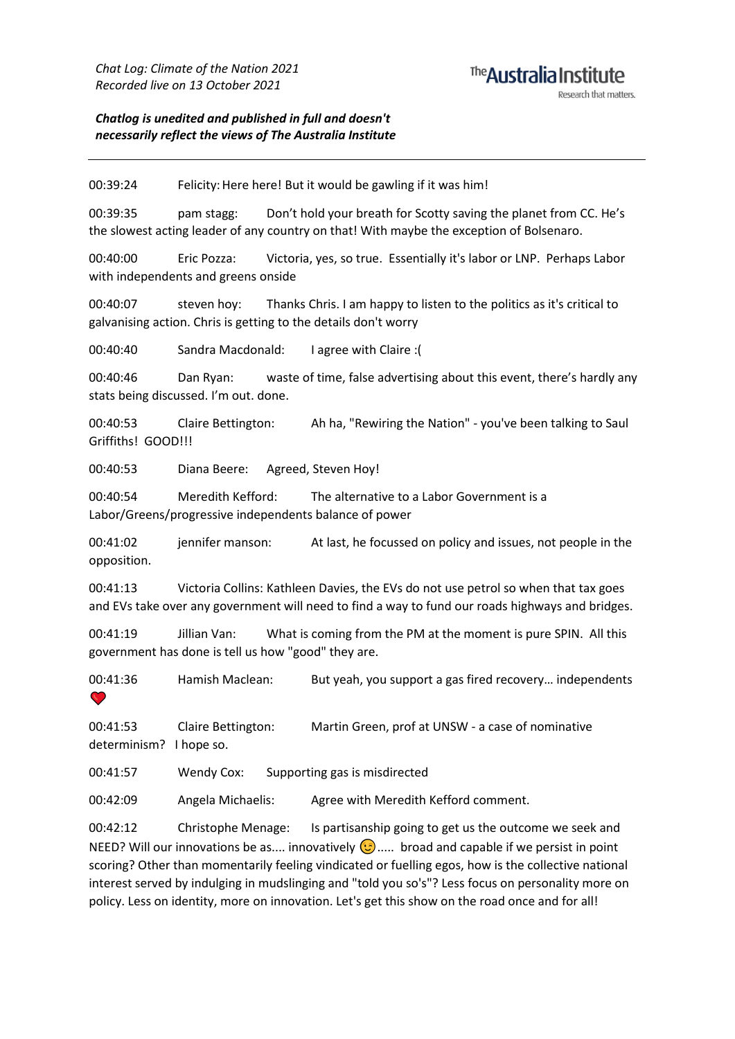*Chat Log: Climate of the Nation 2021*
*Recorded live on 13 October 2021*

***Chatlog is unedited and published in full and doesn't necessarily reflect the views of The Australia Institute***

---

00:39:24 Felicity: Here here! But it would be gawling if it was him!

00:39:35 pam stagg: Don't hold your breath for Scotty saving the planet from CC. He's the slowest acting leader of any country on that! With maybe the exception of Bolsenaro.

00:40:00 Eric Pozza: Victoria, yes, so true. Essentially it's labor or LNP. Perhaps Labor with independents and greens onside

00:40:07 steven hoy: Thanks Chris. I am happy to listen to the politics as it's critical to galvanising action. Chris is getting to the details don't worry

00:40:40 Sandra Macdonald: I agree with Claire :(

00:40:46 Dan Ryan: waste of time, false advertising about this event, there's hardly any stats being discussed. I'm out. done.

00:40:53 Claire Bettington: Ah ha, "Rewiring the Nation" - you've been talking to Saul Griffiths! GOOD!!!

00:40:53 Diana Beere: Agreed, Steven Hoy!

00:40:54 Meredith Kefford: The alternative to a Labor Government is a Labor/Greens/progressive independents balance of power

00:41:02 jennifer manson: At last, he focussed on policy and issues, not people in the opposition.

00:41:13 Victoria Collins: Kathleen Davies, the EVs do not use petrol so when that tax goes and EVs take over any government will need to find a way to fund our roads highways and bridges.

00:41:19 Jillian Van: What is coming from the PM at the moment is pure SPIN. All this government has done is tell us how "good" they are.

00:41:36 Hamish Maclean: But yeah, you support a gas fired recovery… independents ❤️

00:41:53 Claire Bettington: Martin Green, prof at UNSW - a case of nominative determinism? I hope so.

00:41:57 Wendy Cox: Supporting gas is misdirected

00:42:09 Angela Michaelis: Agree with Meredith Kefford comment.

00:42:12 Christophe Menage: Is partisanship going to get us the outcome we seek and NEED? Will our innovations be as.... innovatively 😉..... broad and capable if we persist in point scoring? Other than momentarily feeling vindicated or fuelling egos, how is the collective national interest served by indulging in mudslinging and "told you so's"? Less focus on personality more on policy. Less on identity, more on innovation. Let's get this show on the road once and for all!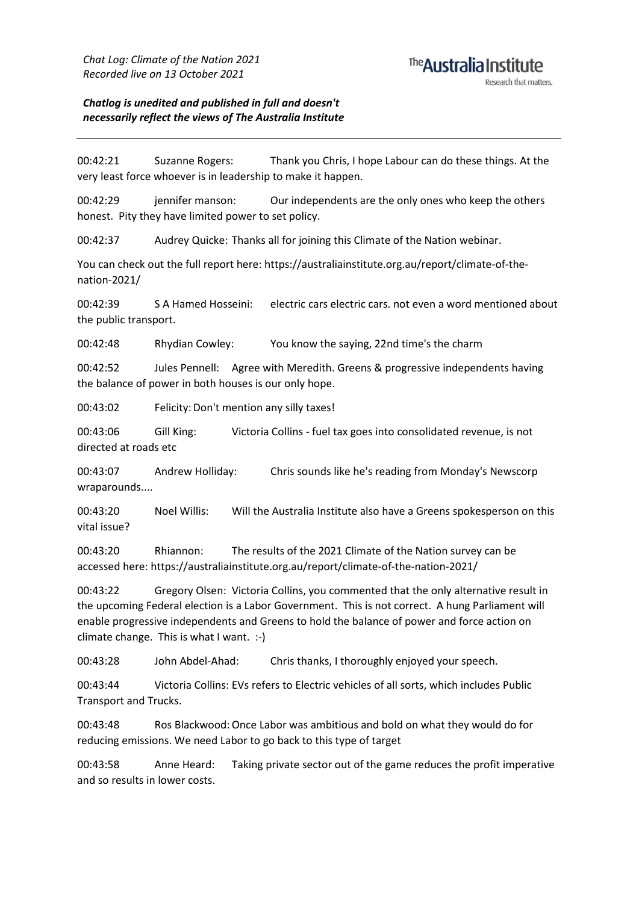*Chat Log: Climate of the Nation 2021*
*Recorded live on 13 October 2021*

***Chatlog is unedited and published in full and doesn't necessarily reflect the views of The Australia Institute***

---

00:42:21 Suzanne Rogers: Thank you Chris, I hope Labour can do these things. At the very least force whoever is in leadership to make it happen.

00:42:29 jennifer manson: Our independents are the only ones who keep the others honest. Pity they have limited power to set policy.

00:42:37 Audrey Quicke: Thanks all for joining this Climate of the Nation webinar.

You can check out the full report here: https://australiainstitute.org.au/report/climate-of-the-nation-2021/

00:42:39 S A Hamed Hosseini: electric cars electric cars. not even a word mentioned about the public transport.

00:42:48 Rhydian Cowley: You know the saying, 22nd time's the charm

00:42:52 Jules Pennell: Agree with Meredith. Greens & progressive independents having the balance of power in both houses is our only hope.

00:43:02 Felicity: Don't mention any silly taxes!

00:43:06 Gill King: Victoria Collins - fuel tax goes into consolidated revenue, is not directed at roads etc

00:43:07 Andrew Holliday: Chris sounds like he's reading from Monday's Newscorp wraparounds....

00:43:20 Noel Willis: Will the Australia Institute also have a Greens spokesperson on this vital issue?

00:43:20 Rhiannon: The results of the 2021 Climate of the Nation survey can be accessed here: https://australiainstitute.org.au/report/climate-of-the-nation-2021/

00:43:22 Gregory Olsen: Victoria Collins, you commented that the only alternative result in the upcoming Federal election is a Labor Government. This is not correct. A hung Parliament will enable progressive independents and Greens to hold the balance of power and force action on climate change. This is what I want. :-)

00:43:28 John Abdel-Ahad: Chris thanks, I thoroughly enjoyed your speech.

00:43:44 Victoria Collins: EVs refers to Electric vehicles of all sorts, which includes Public Transport and Trucks.

00:43:48 Ros Blackwood: Once Labor was ambitious and bold on what they would do for reducing emissions. We need Labor to go back to this type of target

00:43:58 Anne Heard: Taking private sector out of the game reduces the profit imperative and so results in lower costs.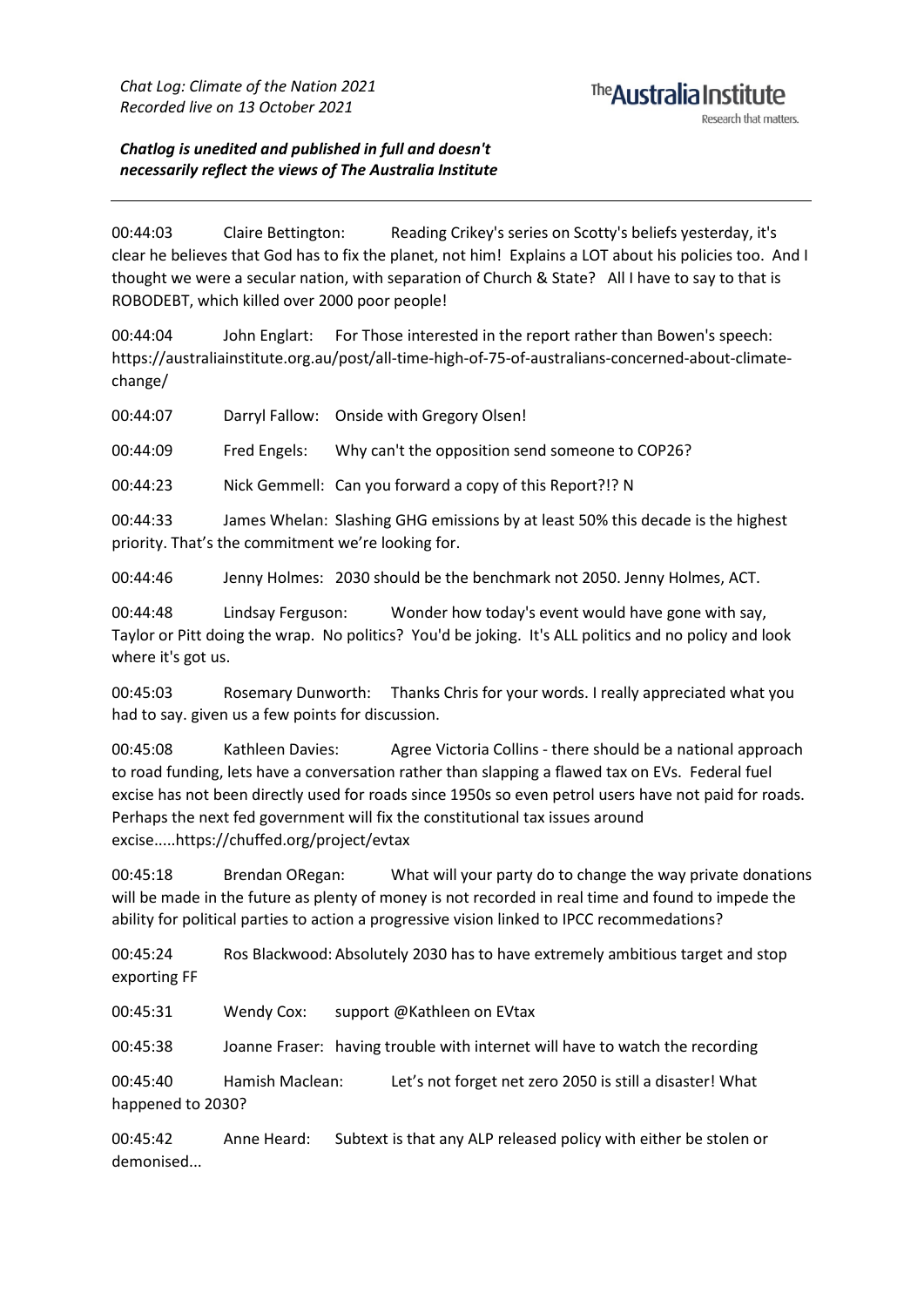*Chat Log: Climate of the Nation 2021*
*Recorded live on 13 October 2021*

***Chatlog is unedited and published in full and doesn't necessarily reflect the views of The Australia Institute***

---

00:44:03 Claire Bettington: Reading Crikey's series on Scotty's beliefs yesterday, it's clear he believes that God has to fix the planet, not him! Explains a LOT about his policies too. And I thought we were a secular nation, with separation of Church & State? All I have to say to that is ROBODEBT, which killed over 2000 poor people!

00:44:04 John Englart: For Those interested in the report rather than Bowen's speech: https://australiainstitute.org.au/post/all-time-high-of-75-of-australians-concerned-about-climate-change/

00:44:07 Darryl Fallow: Onside with Gregory Olsen!

00:44:09 Fred Engels: Why can't the opposition send someone to COP26?

00:44:23 Nick Gemmell: Can you forward a copy of this Report?!? N

00:44:33 James Whelan: Slashing GHG emissions by at least 50% this decade is the highest priority. That's the commitment we're looking for.

00:44:46 Jenny Holmes: 2030 should be the benchmark not 2050. Jenny Holmes, ACT.

00:44:48 Lindsay Ferguson: Wonder how today's event would have gone with say, Taylor or Pitt doing the wrap. No politics? You'd be joking. It's ALL politics and no policy and look where it's got us.

00:45:03 Rosemary Dunworth: Thanks Chris for your words. I really appreciated what you had to say. given us a few points for discussion.

00:45:08 Kathleen Davies: Agree Victoria Collins - there should be a national approach to road funding, lets have a conversation rather than slapping a flawed tax on EVs. Federal fuel excise has not been directly used for roads since 1950s so even petrol users have not paid for roads. Perhaps the next fed government will fix the constitutional tax issues around excise.....https://chuffed.org/project/evtax

00:45:18 Brendan ORegan: What will your party do to change the way private donations will be made in the future as plenty of money is not recorded in real time and found to impede the ability for political parties to action a progressive vision linked to IPCC recommedations?

00:45:24 Ros Blackwood: Absolutely 2030 has to have extremely ambitious target and stop exporting FF

00:45:31 Wendy Cox: support @Kathleen on EVtax

00:45:38 Joanne Fraser: having trouble with internet will have to watch the recording

00:45:40 Hamish Maclean: Let's not forget net zero 2050 is still a disaster! What happened to 2030?

00:45:42 Anne Heard: Subtext is that any ALP released policy with either be stolen or demonised...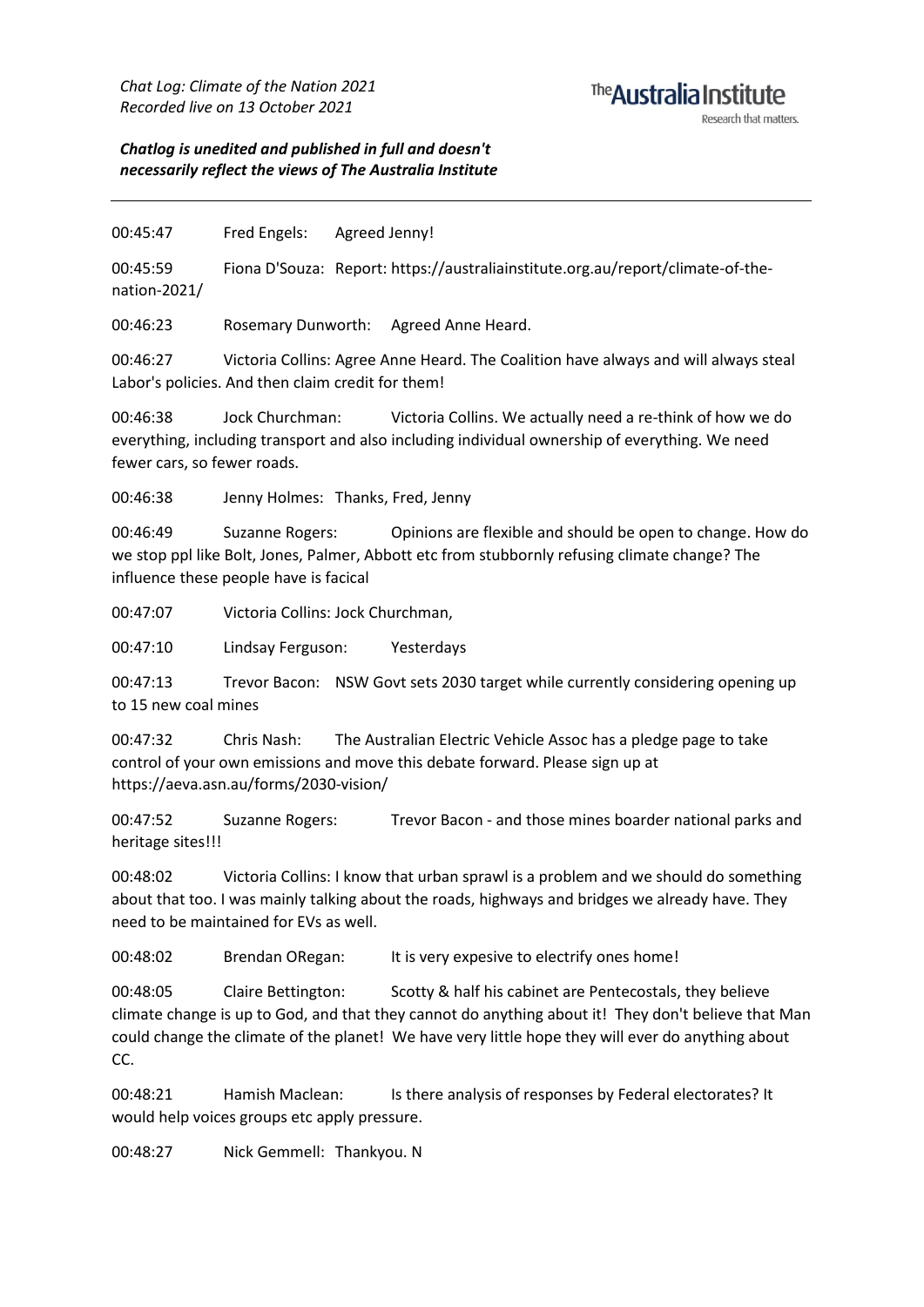*Chat Log: Climate of the Nation 2021*
*Recorded live on 13 October 2021*

The Australia Institute
Research that matters.

***Chatlog is unedited and published in full and doesn't necessarily reflect the views of The Australia Institute***

---

00:45:47 Fred Engels: Agreed Jenny!

00:45:59 Fiona D'Souza: Report: https://australiainstitute.org.au/report/climate-of-the-nation-2021/

00:46:23 Rosemary Dunworth: Agreed Anne Heard.

00:46:27 Victoria Collins: Agree Anne Heard. The Coalition have always and will always steal Labor's policies. And then claim credit for them!

00:46:38 Jock Churchman: Victoria Collins. We actually need a re-think of how we do everything, including transport and also including individual ownership of everything. We need fewer cars, so fewer roads.

00:46:38 Jenny Holmes: Thanks, Fred, Jenny

00:46:49 Suzanne Rogers: Opinions are flexible and should be open to change. How do we stop ppl like Bolt, Jones, Palmer, Abbott etc from stubbornly refusing climate change? The influence these people have is facical

00:47:07 Victoria Collins: Jock Churchman,

00:47:10 Lindsay Ferguson: Yesterdays

00:47:13 Trevor Bacon: NSW Govt sets 2030 target while currently considering opening up to 15 new coal mines

00:47:32 Chris Nash: The Australian Electric Vehicle Assoc has a pledge page to take control of your own emissions and move this debate forward. Please sign up at https://aeva.asn.au/forms/2030-vision/

00:47:52 Suzanne Rogers: Trevor Bacon - and those mines boarder national parks and heritage sites!!!

00:48:02 Victoria Collins: I know that urban sprawl is a problem and we should do something about that too. I was mainly talking about the roads, highways and bridges we already have. They need to be maintained for EVs as well.

00:48:02 Brendan ORegan: It is very expesive to electrify ones home!

00:48:05 Claire Bettington: Scotty & half his cabinet are Pentecostals, they believe climate change is up to God, and that they cannot do anything about it! They don't believe that Man could change the climate of the planet! We have very little hope they will ever do anything about CC.

00:48:21 Hamish Maclean: Is there analysis of responses by Federal electorates? It would help voices groups etc apply pressure.

00:48:27 Nick Gemmell: Thankyou. N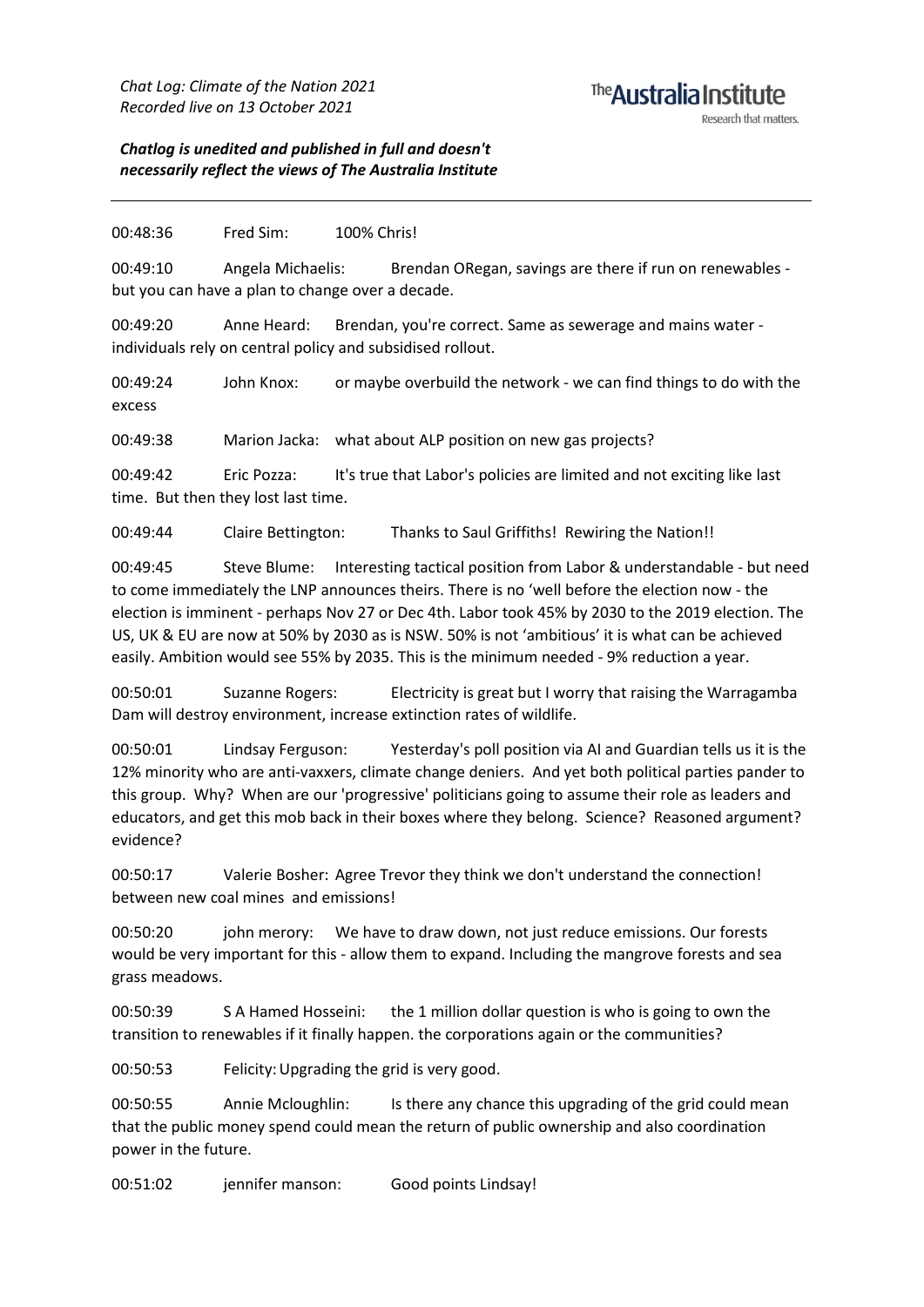*Chat Log: Climate of the Nation 2021*
*Recorded live on 13 October 2021*

***Chatlog is unedited and published in full and doesn't necessarily reflect the views of The Australia Institute***

---

00:48:36 Fred Sim: 100% Chris!

00:49:10 Angela Michaelis: Brendan ORegan, savings are there if run on renewables - but you can have a plan to change over a decade.

00:49:20 Anne Heard: Brendan, you're correct. Same as sewerage and mains water - individuals rely on central policy and subsidised rollout.

00:49:24 John Knox: or maybe overbuild the network - we can find things to do with the excess

00:49:38 Marion Jacka: what about ALP position on new gas projects?

00:49:42 Eric Pozza: It's true that Labor's policies are limited and not exciting like last time. But then they lost last time.

00:49:44 Claire Bettington: Thanks to Saul Griffiths! Rewiring the Nation!!

00:49:45 Steve Blume: Interesting tactical position from Labor & understandable - but need to come immediately the LNP announces theirs. There is no 'well before the election now - the election is imminent - perhaps Nov 27 or Dec 4th. Labor took 45% by 2030 to the 2019 election. The US, UK & EU are now at 50% by 2030 as is NSW. 50% is not 'ambitious' it is what can be achieved easily. Ambition would see 55% by 2035. This is the minimum needed - 9% reduction a year.

00:50:01 Suzanne Rogers: Electricity is great but I worry that raising the Warragamba Dam will destroy environment, increase extinction rates of wildlife.

00:50:01 Lindsay Ferguson: Yesterday's poll position via AI and Guardian tells us it is the 12% minority who are anti-vaxxers, climate change deniers. And yet both political parties pander to this group. Why? When are our 'progressive' politicians going to assume their role as leaders and educators, and get this mob back in their boxes where they belong. Science? Reasoned argument? evidence?

00:50:17 Valerie Bosher: Agree Trevor they think we don't understand the connection! between new coal mines and emissions!

00:50:20 john merory: We have to draw down, not just reduce emissions. Our forests would be very important for this - allow them to expand. Including the mangrove forests and sea grass meadows.

00:50:39 S A Hamed Hosseini: the 1 million dollar question is who is going to own the transition to renewables if it finally happen. the corporations again or the communities?

00:50:53 Felicity: Upgrading the grid is very good.

00:50:55 Annie Mcloughlin: Is there any chance this upgrading of the grid could mean that the public money spend could mean the return of public ownership and also coordination power in the future.

00:51:02 jennifer manson: Good points Lindsay!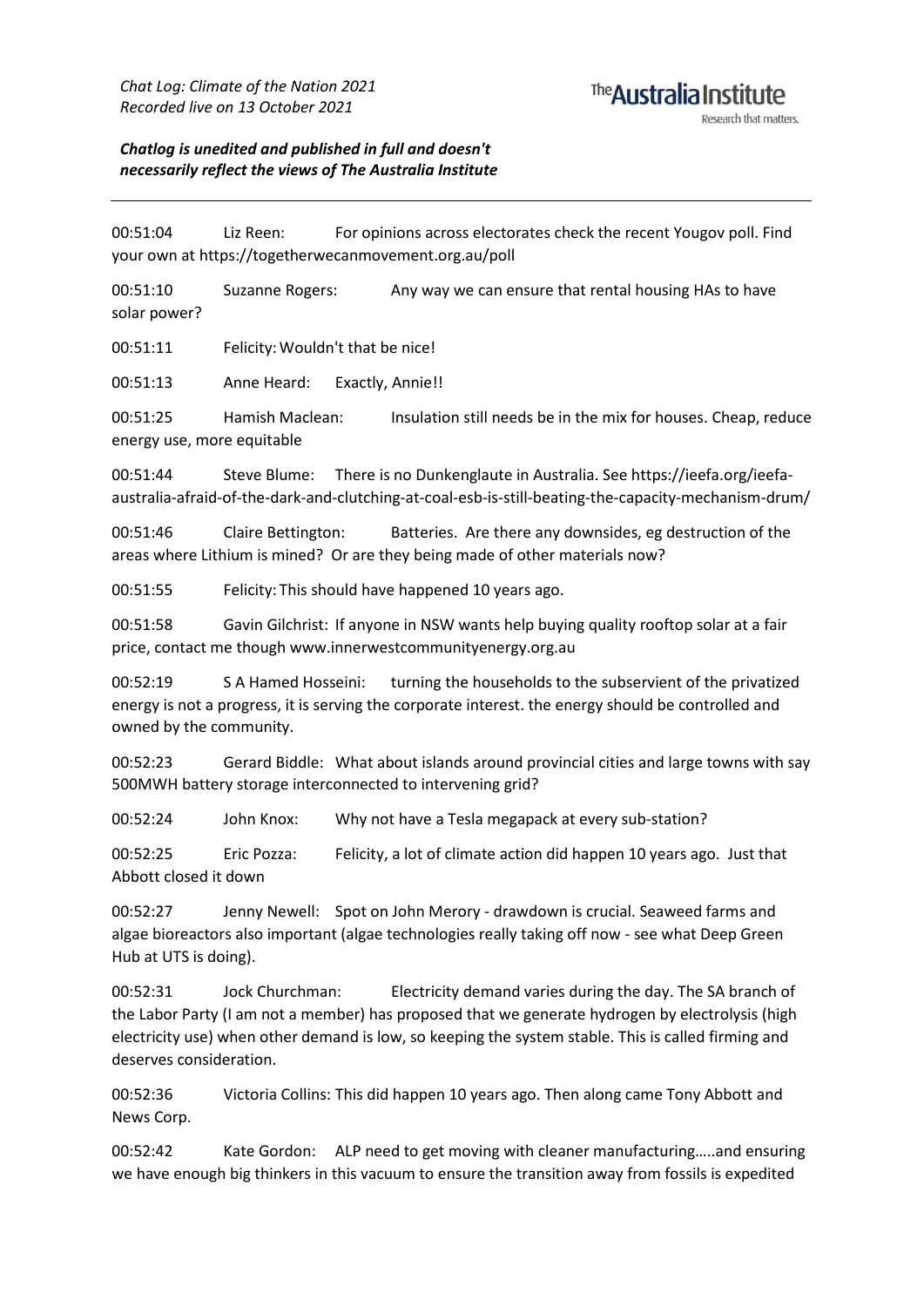*Chat Log: Climate of the Nation 2021*
*Recorded live on 13 October 2021*

***Chatlog is unedited and published in full and doesn't necessarily reflect the views of The Australia Institute***

---

00:51:04 Liz Reen: For opinions across electorates check the recent Yougov poll. Find your own at https://togetherwecanmovement.org.au/poll

00:51:10 Suzanne Rogers: Any way we can ensure that rental housing HAs to have solar power?

00:51:11 Felicity: Wouldn't that be nice!

00:51:13 Anne Heard: Exactly, Annie!!

00:51:25 Hamish Maclean: Insulation still needs be in the mix for houses. Cheap, reduce energy use, more equitable

00:51:44 Steve Blume: There is no Dunkenglaute in Australia. See https://ieefa.org/ieefa-australia-afraid-of-the-dark-and-clutching-at-coal-esb-is-still-beating-the-capacity-mechanism-drum/

00:51:46 Claire Bettington: Batteries. Are there any downsides, eg destruction of the areas where Lithium is mined? Or are they being made of other materials now?

00:51:55 Felicity: This should have happened 10 years ago.

00:51:58 Gavin Gilchrist: If anyone in NSW wants help buying quality rooftop solar at a fair price, contact me though www.innerwestcommunityenergy.org.au

00:52:19 S A Hamed Hosseini: turning the households to the subservient of the privatized energy is not a progress, it is serving the corporate interest. the energy should be controlled and owned by the community.

00:52:23 Gerard Biddle: What about islands around provincial cities and large towns with say 500MWH battery storage interconnected to intervening grid?

00:52:24 John Knox: Why not have a Tesla megapack at every sub-station?

00:52:25 Eric Pozza: Felicity, a lot of climate action did happen 10 years ago. Just that Abbott closed it down

00:52:27 Jenny Newell: Spot on John Merory - drawdown is crucial. Seaweed farms and algae bioreactors also important (algae technologies really taking off now - see what Deep Green Hub at UTS is doing).

00:52:31 Jock Churchman: Electricity demand varies during the day. The SA branch of the Labor Party (I am not a member) has proposed that we generate hydrogen by electrolysis (high electricity use) when other demand is low, so keeping the system stable. This is called firming and deserves consideration.

00:52:36 Victoria Collins: This did happen 10 years ago. Then along came Tony Abbott and News Corp.

00:52:42 Kate Gordon: ALP need to get moving with cleaner manufacturing…..and ensuring we have enough big thinkers in this vacuum to ensure the transition away from fossils is expedited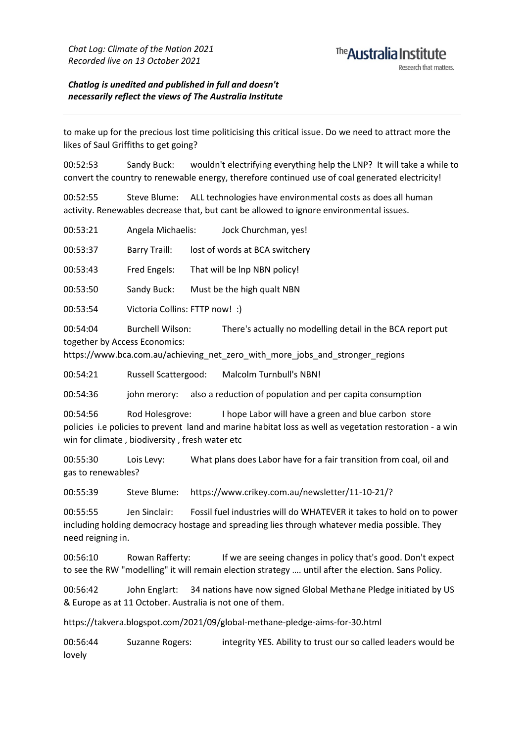to make up for the precious lost time politicising this critical issue. Do we need to attract more the likes of Saul Griffiths to get going?

00:52:53 Sandy Buck: wouldn't electrifying everything help the LNP? It will take a while to convert the country to renewable energy, therefore continued use of coal generated electricity!

00:52:55 Steve Blume: ALL technologies have environmental costs as does all human activity. Renewables decrease that, but cant be allowed to ignore environmental issues.

00:53:21 Angela Michaelis: Jock Churchman, yes!

00:53:37 Barry Traill: lost of words at BCA switchery

00:53:43 Fred Engels: That will be lnp NBN policy!

00:53:50 Sandy Buck: Must be the high qualt NBN

00:53:54 Victoria Collins: FTTP now! :)

00:54:04 Burchell Wilson: There's actually no modelling detail in the BCA report put together by Access Economics:
https://www.bca.com.au/achieving_net_zero_with_more_jobs_and_stronger_regions

00:54:21 Russell Scattergood: Malcolm Turnbull's NBN!

00:54:36 john merory: also a reduction of population and per capita consumption

00:54:56 Rod Holesgrove: I hope Labor will have a green and blue carbon store policies i.e policies to prevent land and marine habitat loss as well as vegetation restoration - a win win for climate , biodiversity , fresh water etc

00:55:30 Lois Levy: What plans does Labor have for a fair transition from coal, oil and gas to renewables?

00:55:39 Steve Blume: https://www.crikey.com.au/newsletter/11-10-21/?

00:55:55 Jen Sinclair: Fossil fuel industries will do WHATEVER it takes to hold on to power including holding democracy hostage and spreading lies through whatever media possible. They need reigning in.

00:56:10 Rowan Rafferty: If we are seeing changes in policy that's good. Don't expect to see the RW "modelling" it will remain election strategy …. until after the election. Sans Policy.

00:56:42 John Englart: 34 nations have now signed Global Methane Pledge initiated by US & Europe as at 11 October. Australia is not one of them.

https://takvera.blogspot.com/2021/09/global-methane-pledge-aims-for-30.html

00:56:44 Suzanne Rogers: integrity YES. Ability to trust our so called leaders would be lovely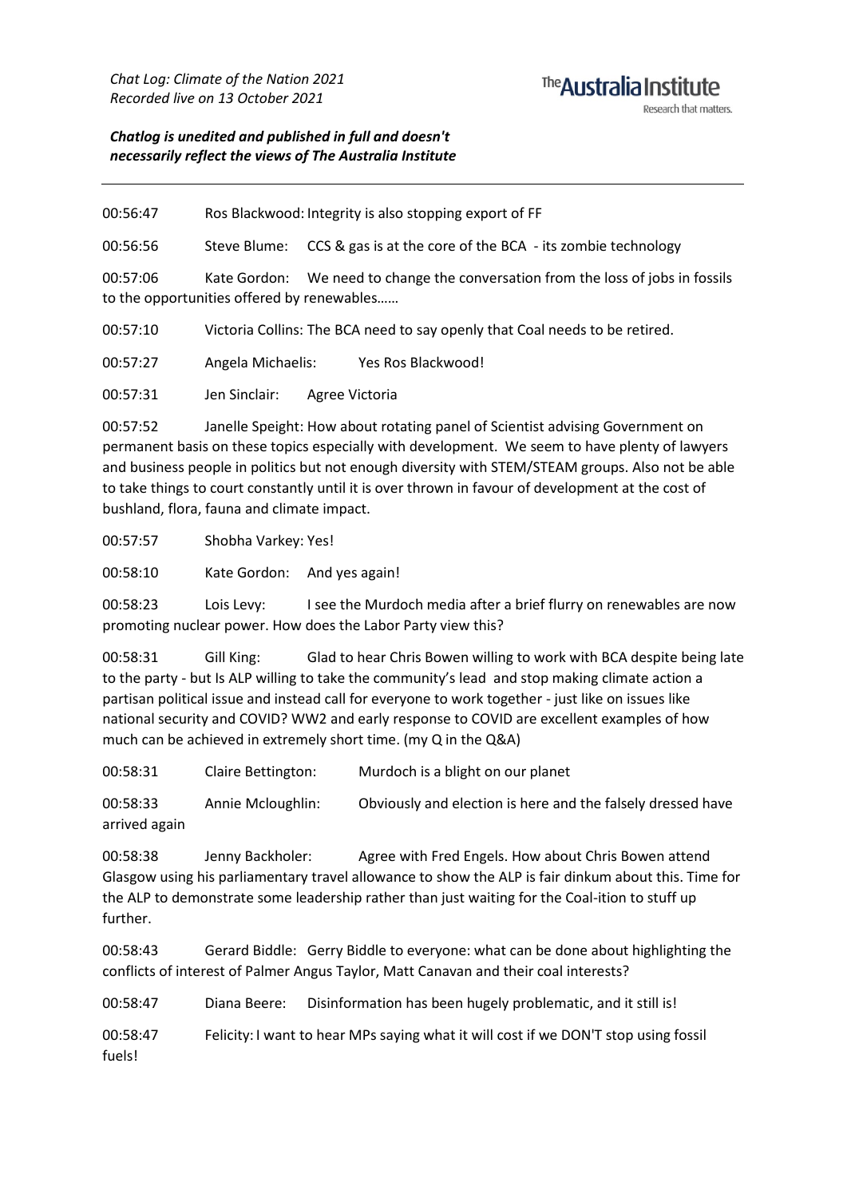*Chat Log: Climate of the Nation 2021*
*Recorded live on 13 October 2021*

***Chatlog is unedited and published in full and doesn't necessarily reflect the views of The Australia Institute***

---

00:56:47 Ros Blackwood: Integrity is also stopping export of FF

00:56:56 Steve Blume: CCS & gas is at the core of the BCA - its zombie technology

00:57:06 Kate Gordon: We need to change the conversation from the loss of jobs in fossils to the opportunities offered by renewables……

00:57:10 Victoria Collins: The BCA need to say openly that Coal needs to be retired.

00:57:27 Angela Michaelis: Yes Ros Blackwood!

00:57:31 Jen Sinclair: Agree Victoria

00:57:52 Janelle Speight: How about rotating panel of Scientist advising Government on permanent basis on these topics especially with development. We seem to have plenty of lawyers and business people in politics but not enough diversity with STEM/STEAM groups. Also not be able to take things to court constantly until it is over thrown in favour of development at the cost of bushland, flora, fauna and climate impact.

00:57:57 Shobha Varkey: Yes!

00:58:10 Kate Gordon: And yes again!

00:58:23 Lois Levy: I see the Murdoch media after a brief flurry on renewables are now promoting nuclear power. How does the Labor Party view this?

00:58:31 Gill King: Glad to hear Chris Bowen willing to work with BCA despite being late to the party - but Is ALP willing to take the community's lead and stop making climate action a partisan political issue and instead call for everyone to work together - just like on issues like national security and COVID? WW2 and early response to COVID are excellent examples of how much can be achieved in extremely short time. (my Q in the Q&A)

00:58:31 Claire Bettington: Murdoch is a blight on our planet

00:58:33 Annie Mcloughlin: Obviously and election is here and the falsely dressed have arrived again

00:58:38 Jenny Backholer: Agree with Fred Engels. How about Chris Bowen attend Glasgow using his parliamentary travel allowance to show the ALP is fair dinkum about this. Time for the ALP to demonstrate some leadership rather than just waiting for the Coal-ition to stuff up further.

00:58:43 Gerard Biddle: Gerry Biddle to everyone: what can be done about highlighting the conflicts of interest of Palmer Angus Taylor, Matt Canavan and their coal interests?

00:58:47 Diana Beere: Disinformation has been hugely problematic, and it still is!

00:58:47 Felicity: I want to hear MPs saying what it will cost if we DON'T stop using fossil fuels!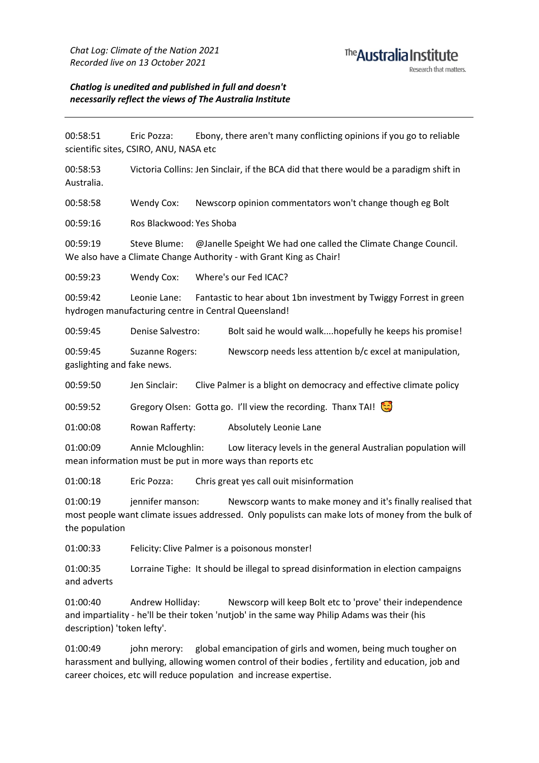*Chat Log: Climate of the Nation 2021*
*Recorded live on 13 October 2021*

***Chatlog is unedited and published in full and doesn't necessarily reflect the views of The Australia Institute***

---

00:58:51 Eric Pozza: Ebony, there aren't many conflicting opinions if you go to reliable scientific sites, CSIRO, ANU, NASA etc

00:58:53 Victoria Collins: Jen Sinclair, if the BCA did that there would be a paradigm shift in Australia.

00:58:58 Wendy Cox: Newscorp opinion commentators won't change though eg Bolt

00:59:16 Ros Blackwood: Yes Shoba

00:59:19 Steve Blume: @Janelle Speight We had one called the Climate Change Council. We also have a Climate Change Authority - with Grant King as Chair!

00:59:23 Wendy Cox: Where's our Fed ICAC?

00:59:42 Leonie Lane: Fantastic to hear about 1bn investment by Twiggy Forrest in green hydrogen manufacturing centre in Central Queensland!

00:59:45 Denise Salvestro: Bolt said he would walk....hopefully he keeps his promise!

00:59:45 Suzanne Rogers: Newscorp needs less attention b/c excel at manipulation, gaslighting and fake news.

00:59:50 Jen Sinclair: Clive Palmer is a blight on democracy and effective climate policy

00:59:52 Gregory Olsen: Gotta go. I'll view the recording. Thanx TAI! 😊

01:00:08 Rowan Rafferty: Absolutely Leonie Lane

01:00:09 Annie Mcloughlin: Low literacy levels in the general Australian population will mean information must be put in more ways than reports etc

01:00:18 Eric Pozza: Chris great yes call ouit misinformation

01:00:19 jennifer manson: Newscorp wants to make money and it's finally realised that most people want climate issues addressed. Only populists can make lots of money from the bulk of the population

01:00:33 Felicity: Clive Palmer is a poisonous monster!

01:00:35 Lorraine Tighe: It should be illegal to spread disinformation in election campaigns and adverts

01:00:40 Andrew Holliday: Newscorp will keep Bolt etc to 'prove' their independence and impartiality - he'll be their token 'nutjob' in the same way Philip Adams was their (his description) 'token lefty'.

01:00:49 john merory: global emancipation of girls and women, being much tougher on harassment and bullying, allowing women control of their bodies , fertility and education, job and career choices, etc will reduce population and increase expertise.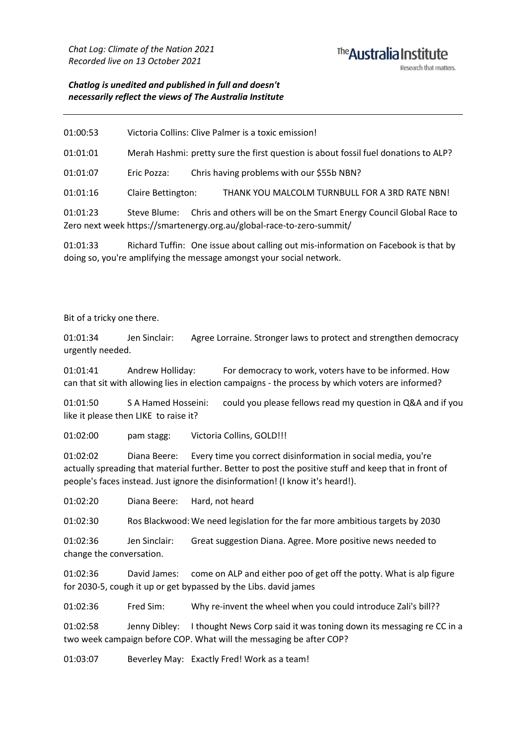01:00:53 Victoria Collins: Clive Palmer is a toxic emission!

01:01:01 Merah Hashmi: pretty sure the first question is about fossil fuel donations to ALP?

01:01:07 Eric Pozza: Chris having problems with our $55b NBN?

01:01:16 Claire Bettington: THANK YOU MALCOLM TURNBULL FOR A 3RD RATE NBN!

01:01:23 Steve Blume: Chris and others will be on the Smart Energy Council Global Race to Zero next week https://smartenergy.org.au/global-race-to-zero-summit/

01:01:33 Richard Tuffin: One issue about calling out mis-information on Facebook is that by doing so, you're amplifying the message amongst your social network.

Bit of a tricky one there.

01:01:34 Jen Sinclair: Agree Lorraine. Stronger laws to protect and strengthen democracy urgently needed.

01:01:41 Andrew Holliday: For democracy to work, voters have to be informed. How can that sit with allowing lies in election campaigns - the process by which voters are informed?

01:01:50 S A Hamed Hosseini: could you please fellows read my question in Q&A and if you like it please then LIKE to raise it?

01:02:00 pam stagg: Victoria Collins, GOLD!!!

01:02:02 Diana Beere: Every time you correct disinformation in social media, you're actually spreading that material further. Better to post the positive stuff and keep that in front of people's faces instead. Just ignore the disinformation! (I know it's heard!).

01:02:20 Diana Beere: Hard, not heard

01:02:30 Ros Blackwood: We need legislation for the far more ambitious targets by 2030

01:02:36 Jen Sinclair: Great suggestion Diana. Agree. More positive news needed to change the conversation.

01:02:36 David James: come on ALP and either poo of get off the potty. What is alp figure for 2030-5, cough it up or get bypassed by the Libs. david james

01:02:36 Fred Sim: Why re-invent the wheel when you could introduce Zali's bill??

01:02:58 Jenny Dibley: I thought News Corp said it was toning down its messaging re CC in a two week campaign before COP. What will the messaging be after COP?

01:03:07 Beverley May: Exactly Fred! Work as a team!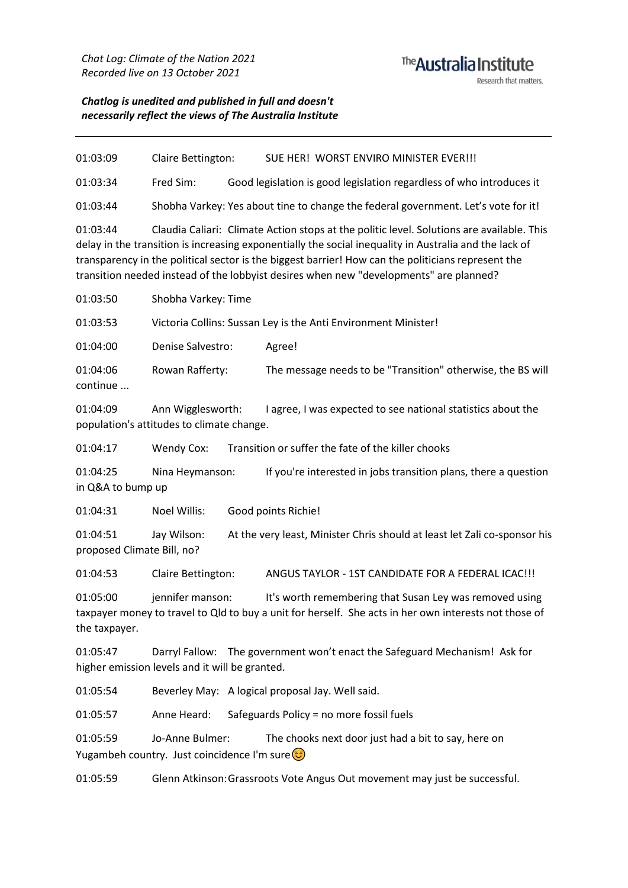*Chat Log: Climate of the Nation 2021*
*Recorded live on 13 October 2021*

***Chatlog is unedited and published in full and doesn't necessarily reflect the views of The Australia Institute***

---

01:03:09 Claire Bettington: SUE HER! WORST ENVIRO MINISTER EVER!!!

01:03:34 Fred Sim: Good legislation is good legislation regardless of who introduces it

01:03:44 Shobha Varkey: Yes about tine to change the federal government. Let's vote for it!

01:03:44 Claudia Caliari: Climate Action stops at the politic level. Solutions are available. This delay in the transition is increasing exponentially the social inequality in Australia and the lack of transparency in the political sector is the biggest barrier! How can the politicians represent the transition needed instead of the lobbyist desires when new "developments" are planned?

01:03:50 Shobha Varkey: Time

01:03:53 Victoria Collins: Sussan Ley is the Anti Environment Minister!

01:04:00 Denise Salvestro: Agree!

01:04:06 Rowan Rafferty: The message needs to be "Transition" otherwise, the BS will continue ...

01:04:09 Ann Wigglesworth: I agree, I was expected to see national statistics about the population's attitudes to climate change.

01:04:17 Wendy Cox: Transition or suffer the fate of the killer chooks

01:04:25 Nina Heymanson: If you're interested in jobs transition plans, there a question in Q&A to bump up

01:04:31 Noel Willis: Good points Richie!

01:04:51 Jay Wilson: At the very least, Minister Chris should at least let Zali co-sponsor his proposed Climate Bill, no?

01:04:53 Claire Bettington: ANGUS TAYLOR - 1ST CANDIDATE FOR A FEDERAL ICAC!!!

01:05:00 jennifer manson: It's worth remembering that Susan Ley was removed using taxpayer money to travel to Qld to buy a unit for herself. She acts in her own interests not those of the taxpayer.

01:05:47 Darryl Fallow: The government won't enact the Safeguard Mechanism! Ask for higher emission levels and it will be granted.

01:05:54 Beverley May: A logical proposal Jay. Well said.

01:05:57 Anne Heard: Safeguards Policy = no more fossil fuels

01:05:59 Jo-Anne Bulmer: The chooks next door just had a bit to say, here on Yugambeh country. Just coincidence I'm sure 😊

01:05:59 Glenn Atkinson: Grassroots Vote Angus Out movement may just be successful.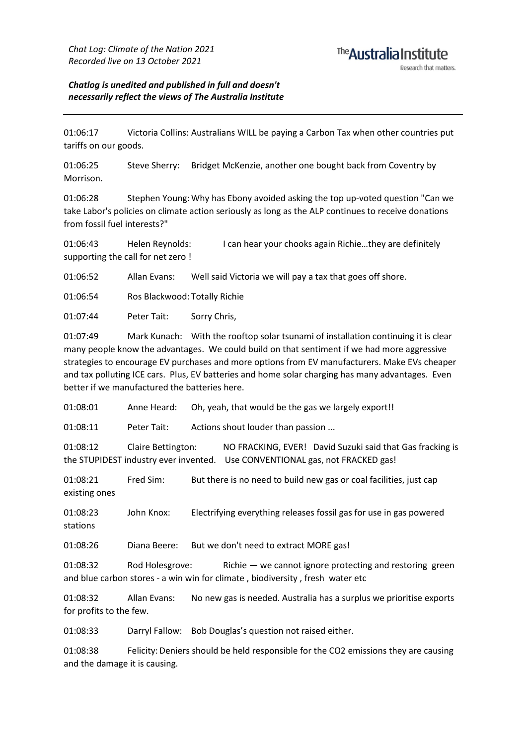*Chat Log: Climate of the Nation 2021*
*Recorded live on 13 October 2021*

***Chatlog is unedited and published in full and doesn't necessarily reflect the views of The Australia Institute***

---

01:06:17 Victoria Collins: Australians WILL be paying a Carbon Tax when other countries put tariffs on our goods.

01:06:25 Steve Sherry: Bridget McKenzie, another one bought back from Coventry by Morrison.

01:06:28 Stephen Young: Why has Ebony avoided asking the top up-voted question "Can we take Labor's policies on climate action seriously as long as the ALP continues to receive donations from fossil fuel interests?"

01:06:43 Helen Reynolds: I can hear your chooks again Richie…they are definitely supporting the call for net zero !

01:06:52 Allan Evans: Well said Victoria we will pay a tax that goes off shore.

01:06:54 Ros Blackwood: Totally Richie

01:07:44 Peter Tait: Sorry Chris,

01:07:49 Mark Kunach: With the rooftop solar tsunami of installation continuing it is clear many people know the advantages. We could build on that sentiment if we had more aggressive strategies to encourage EV purchases and more options from EV manufacturers. Make EVs cheaper and tax polluting ICE cars. Plus, EV batteries and home solar charging has many advantages. Even better if we manufactured the batteries here.

01:08:01 Anne Heard: Oh, yeah, that would be the gas we largely export!!

01:08:11 Peter Tait: Actions shout louder than passion ...

01:08:12 Claire Bettington: NO FRACKING, EVER! David Suzuki said that Gas fracking is the STUPIDEST industry ever invented. Use CONVENTIONAL gas, not FRACKED gas!

01:08:21 Fred Sim: But there is no need to build new gas or coal facilities, just cap existing ones

01:08:23 John Knox: Electrifying everything releases fossil gas for use in gas powered stations

01:08:26 Diana Beere: But we don't need to extract MORE gas!

01:08:32 Rod Holesgrove: Richie — we cannot ignore protecting and restoring green and blue carbon stores - a win win for climate , biodiversity , fresh water etc

01:08:32 Allan Evans: No new gas is needed. Australia has a surplus we prioritise exports for profits to the few.

01:08:33 Darryl Fallow: Bob Douglas's question not raised either.

01:08:38 Felicity: Deniers should be held responsible for the $CO_2$ emissions they are causing and the damage it is causing.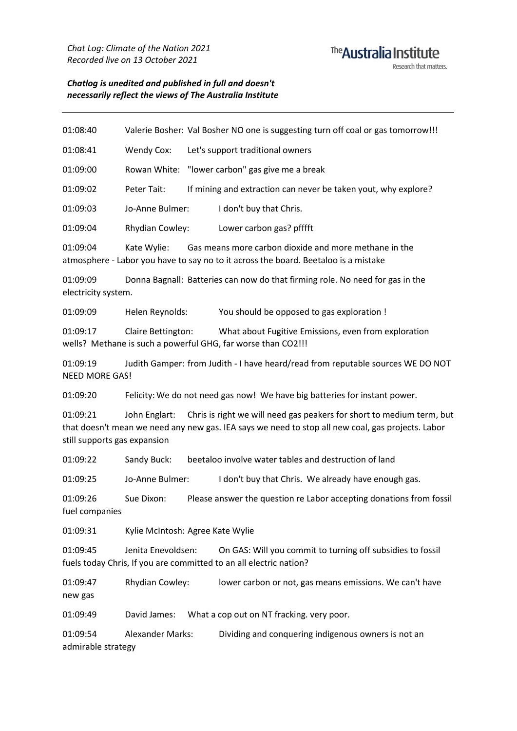*Chat Log: Climate of the Nation 2021*
*Recorded live on 13 October 2021*

***Chatlog is unedited and published in full and doesn't necessarily reflect the views of The Australia Institute***

---

01:08:40 Valerie Bosher: Val Bosher NO one is suggesting turn off coal or gas tomorrow!!!

01:08:41 Wendy Cox: Let's support traditional owners

01:09:00 Rowan White: "lower carbon" gas give me a break

01:09:02 Peter Tait: If mining and extraction can never be taken yout, why explore?

01:09:03 Jo-Anne Bulmer: I don't buy that Chris.

01:09:04 Rhydian Cowley: Lower carbon gas? pfffft

01:09:04 Kate Wylie: Gas means more carbon dioxide and more methane in the atmosphere - Labor you have to say no to it across the board. Beetaloo is a mistake

01:09:09 Donna Bagnall: Batteries can now do that firming role. No need for gas in the electricity system.

01:09:09 Helen Reynolds: You should be opposed to gas exploration !

01:09:17 Claire Bettington: What about Fugitive Emissions, even from exploration wells? Methane is such a powerful GHG, far worse than CO2!!!

01:09:19 Judith Gamper: from Judith - I have heard/read from reputable sources WE DO NOT NEED MORE GAS!

01:09:20 Felicity: We do not need gas now! We have big batteries for instant power.

01:09:21 John Englart: Chris is right we will need gas peakers for short to medium term, but that doesn't mean we need any new gas. IEA says we need to stop all new coal, gas projects. Labor still supports gas expansion

01:09:22 Sandy Buck: beetaloo involve water tables and destruction of land

01:09:25 Jo-Anne Bulmer: I don't buy that Chris. We already have enough gas.

01:09:26 Sue Dixon: Please answer the question re Labor accepting donations from fossil fuel companies

01:09:31 Kylie McIntosh: Agree Kate Wylie

01:09:45 Jenita Enevoldsen: On GAS: Will you commit to turning off subsidies to fossil fuels today Chris, If you are committed to an all electric nation?

01:09:47 Rhydian Cowley: lower carbon or not, gas means emissions. We can't have new gas

01:09:49 David James: What a cop out on NT fracking. very poor.

01:09:54 Alexander Marks: Dividing and conquering indigenous owners is not an admirable strategy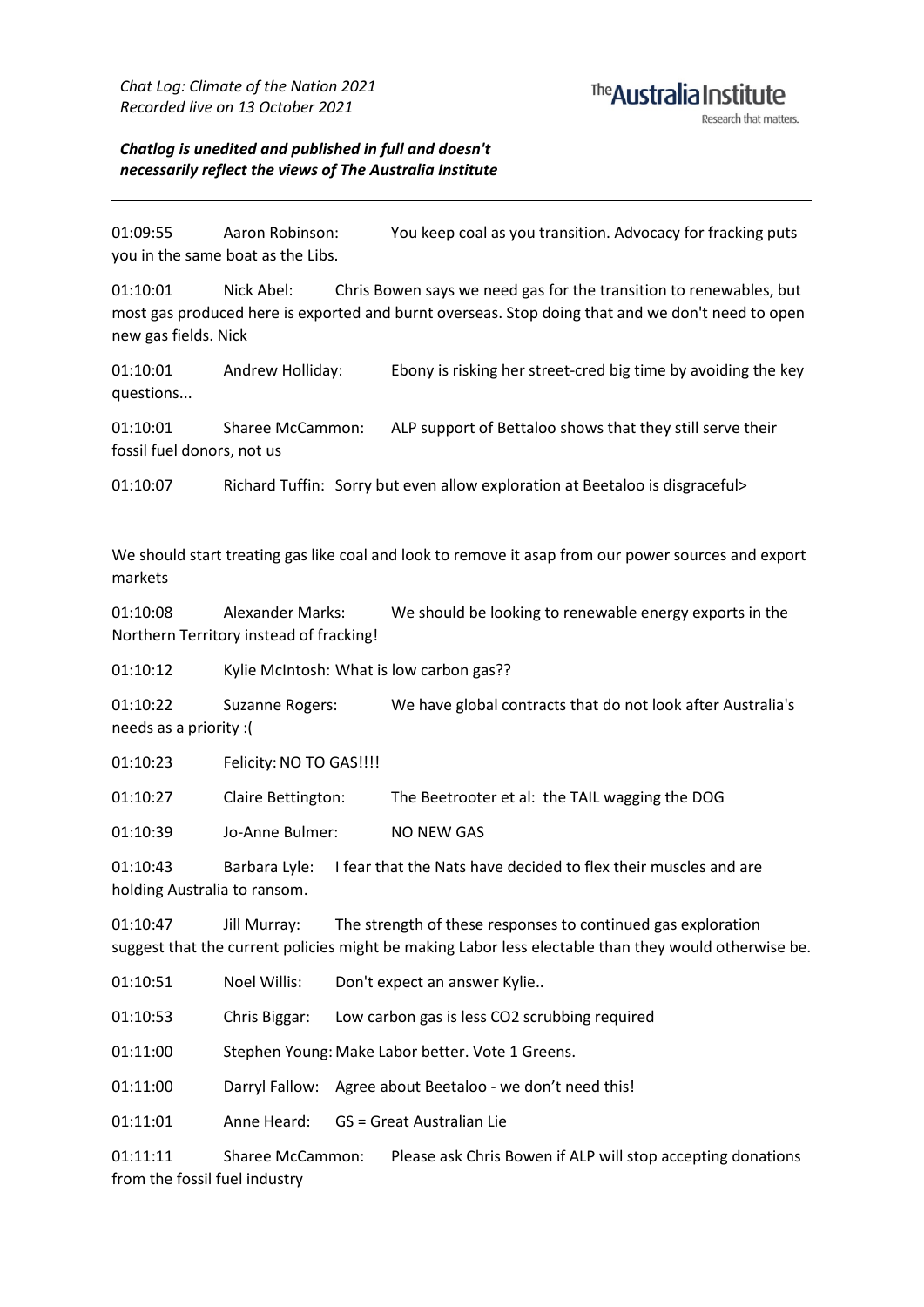*Chat Log: Climate of the Nation 2021*
*Recorded live on 13 October 2021*

***Chatlog is unedited and published in full and doesn't necessarily reflect the views of The Australia Institute***

---

01:09:55 Aaron Robinson: You keep coal as you transition. Advocacy for fracking puts you in the same boat as the Libs.

01:10:01 Nick Abel: Chris Bowen says we need gas for the transition to renewables, but most gas produced here is exported and burnt overseas. Stop doing that and we don't need to open new gas fields. Nick

01:10:01 Andrew Holliday: Ebony is risking her street-cred big time by avoiding the key questions...

01:10:01 Sharee McCammon: ALP support of Bettaloo shows that they still serve their fossil fuel donors, not us

01:10:07 Richard Tuffin: Sorry but even allow exploration at Beetaloo is disgraceful>

We should start treating gas like coal and look to remove it asap from our power sources and export markets

01:10:08 Alexander Marks: We should be looking to renewable energy exports in the Northern Territory instead of fracking!

01:10:12 Kylie McIntosh: What is low carbon gas??

01:10:22 Suzanne Rogers: We have global contracts that do not look after Australia's needs as a priority :(

01:10:23 Felicity: NO TO GAS!!!!

01:10:27 Claire Bettington: The Beetrooter et al: the TAIL wagging the DOG

01:10:39 Jo-Anne Bulmer: NO NEW GAS

01:10:43 Barbara Lyle: I fear that the Nats have decided to flex their muscles and are holding Australia to ransom.

01:10:47 Jill Murray: The strength of these responses to continued gas exploration suggest that the current policies might be making Labor less electable than they would otherwise be.

01:10:51 Noel Willis: Don't expect an answer Kylie..

01:10:53 Chris Biggar: Low carbon gas is less CO2 scrubbing required

01:11:00 Stephen Young: Make Labor better. Vote 1 Greens.

01:11:00 Darryl Fallow: Agree about Beetaloo - we don't need this!

01:11:01 Anne Heard: GS = Great Australian Lie

01:11:11 Sharee McCammon: Please ask Chris Bowen if ALP will stop accepting donations from the fossil fuel industry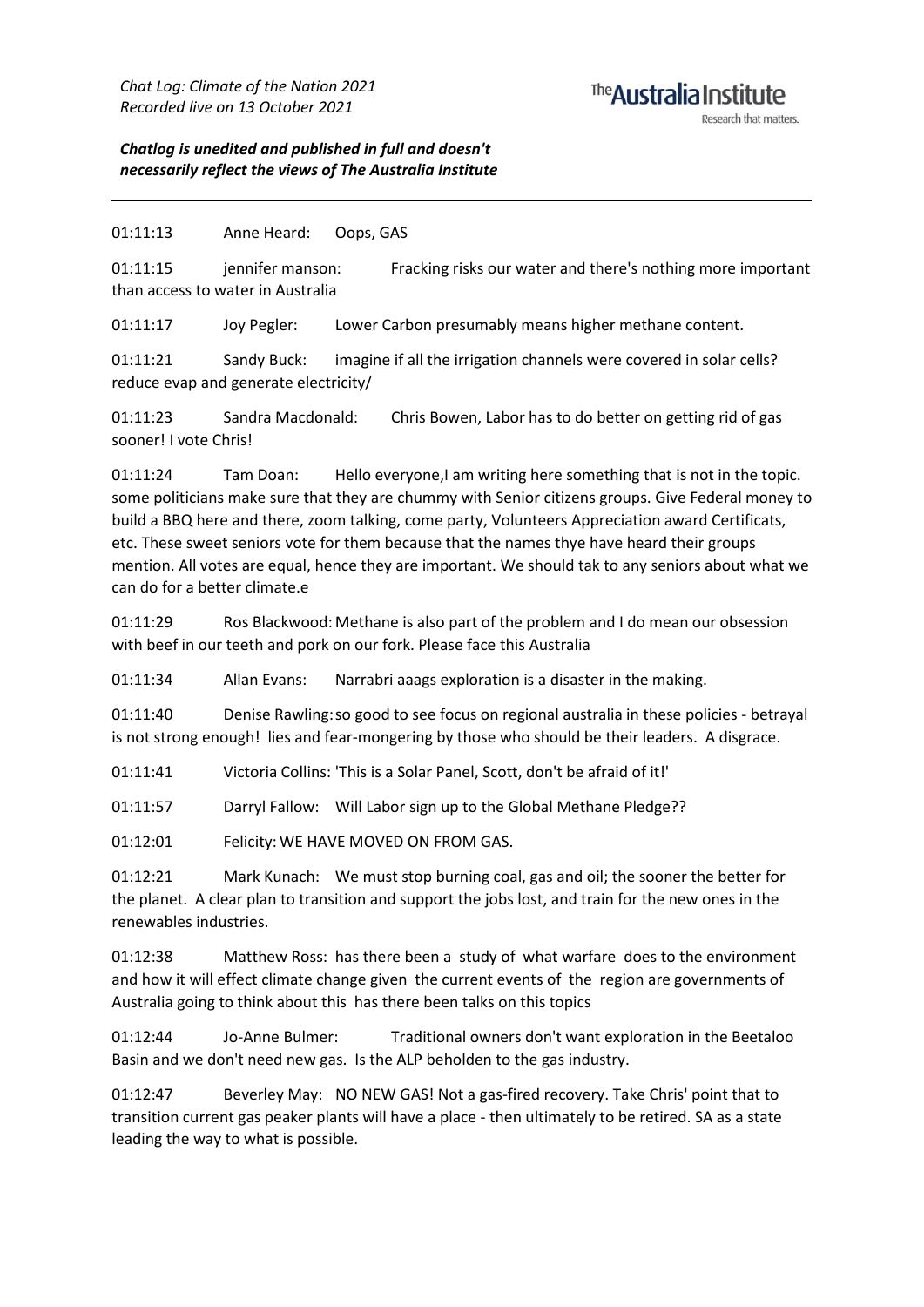*Chat Log: Climate of the Nation 2021*
*Recorded live on 13 October 2021*

***Chatlog is unedited and published in full and doesn't necessarily reflect the views of The Australia Institute***

---

01:11:13 Anne Heard: Oops, GAS

01:11:15 jennifer manson: Fracking risks our water and there's nothing more important than access to water in Australia

01:11:17 Joy Pegler: Lower Carbon presumably means higher methane content.

01:11:21 Sandy Buck: imagine if all the irrigation channels were covered in solar cells? reduce evap and generate electricity/

01:11:23 Sandra Macdonald: Chris Bowen, Labor has to do better on getting rid of gas sooner! I vote Chris!

01:11:24 Tam Doan: Hello everyone,I am writing here something that is not in the topic. some politicians make sure that they are chummy with Senior citizens groups. Give Federal money to build a BBQ here and there, zoom talking, come party, Volunteers Appreciation award Certificats, etc. These sweet seniors vote for them because that the names thye have heard their groups mention. All votes are equal, hence they are important. We should tak to any seniors about what we can do for a better climate.e

01:11:29 Ros Blackwood: Methane is also part of the problem and I do mean our obsession with beef in our teeth and pork on our fork. Please face this Australia

01:11:34 Allan Evans: Narrabri aaags exploration is a disaster in the making.

01:11:40 Denise Rawling: so good to see focus on regional australia in these policies - betrayal is not strong enough! lies and fear-mongering by those who should be their leaders. A disgrace.

01:11:41 Victoria Collins: 'This is a Solar Panel, Scott, don't be afraid of it!'

01:11:57 Darryl Fallow: Will Labor sign up to the Global Methane Pledge??

01:12:01 Felicity: WE HAVE MOVED ON FROM GAS.

01:12:21 Mark Kunach: We must stop burning coal, gas and oil; the sooner the better for the planet. A clear plan to transition and support the jobs lost, and train for the new ones in the renewables industries.

01:12:38 Matthew Ross: has there been a study of what warfare does to the environment and how it will effect climate change given the current events of the region are governments of Australia going to think about this has there been talks on this topics

01:12:44 Jo-Anne Bulmer: Traditional owners don't want exploration in the Beetaloo Basin and we don't need new gas. Is the ALP beholden to the gas industry.

01:12:47 Beverley May: NO NEW GAS! Not a gas-fired recovery. Take Chris' point that to transition current gas peaker plants will have a place - then ultimately to be retired. SA as a state leading the way to what is possible.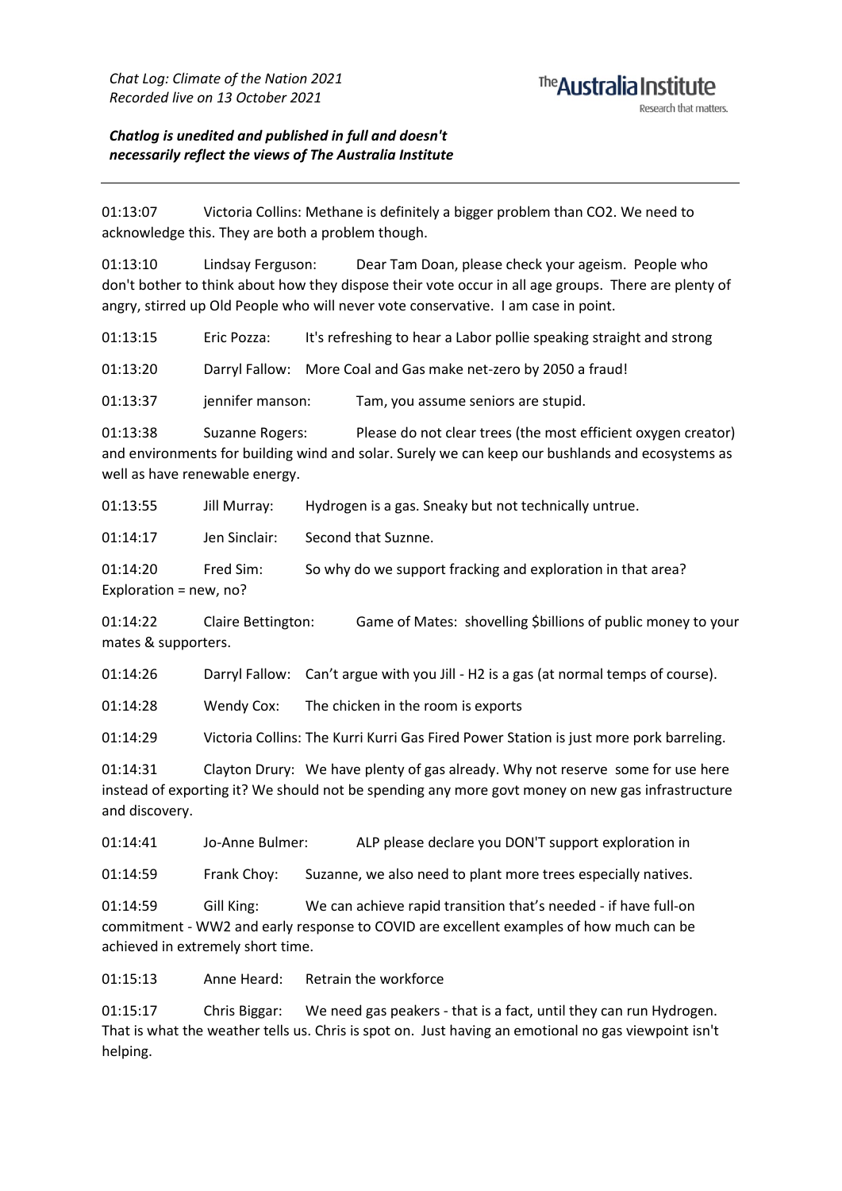*Chat Log: Climate of the Nation 2021*
*Recorded live on 13 October 2021*

***Chatlog is unedited and published in full and doesn't necessarily reflect the views of The Australia Institute***

---

01:13:07 Victoria Collins: Methane is definitely a bigger problem than CO2. We need to acknowledge this. They are both a problem though.

01:13:10 Lindsay Ferguson: Dear Tam Doan, please check your ageism. People who don't bother to think about how they dispose their vote occur in all age groups. There are plenty of angry, stirred up Old People who will never vote conservative. I am case in point.

01:13:15 Eric Pozza: It's refreshing to hear a Labor pollie speaking straight and strong

01:13:20 Darryl Fallow: More Coal and Gas make net-zero by 2050 a fraud!

01:13:37 jennifer manson: Tam, you assume seniors are stupid.

01:13:38 Suzanne Rogers: Please do not clear trees (the most efficient oxygen creator) and environments for building wind and solar. Surely we can keep our bushlands and ecosystems as well as have renewable energy.

01:13:55 Jill Murray: Hydrogen is a gas. Sneaky but not technically untrue.

01:14:17 Jen Sinclair: Second that Suznne.

01:14:20 Fred Sim: So why do we support fracking and exploration in that area? Exploration = new, no?

01:14:22 Claire Bettington: Game of Mates: shovelling $billions of public money to your mates & supporters.

01:14:26 Darryl Fallow: Can't argue with you Jill - H2 is a gas (at normal temps of course).

01:14:28 Wendy Cox: The chicken in the room is exports

01:14:29 Victoria Collins: The Kurri Kurri Gas Fired Power Station is just more pork barreling.

01:14:31 Clayton Drury: We have plenty of gas already. Why not reserve some for use here instead of exporting it? We should not be spending any more govt money on new gas infrastructure and discovery.

01:14:41 Jo-Anne Bulmer: ALP please declare you DON'T support exploration in

01:14:59 Frank Choy: Suzanne, we also need to plant more trees especially natives.

01:14:59 Gill King: We can achieve rapid transition that's needed - if have full-on commitment - WW2 and early response to COVID are excellent examples of how much can be achieved in extremely short time.

01:15:13 Anne Heard: Retrain the workforce

01:15:17 Chris Biggar: We need gas peakers - that is a fact, until they can run Hydrogen. That is what the weather tells us. Chris is spot on. Just having an emotional no gas viewpoint isn't helping.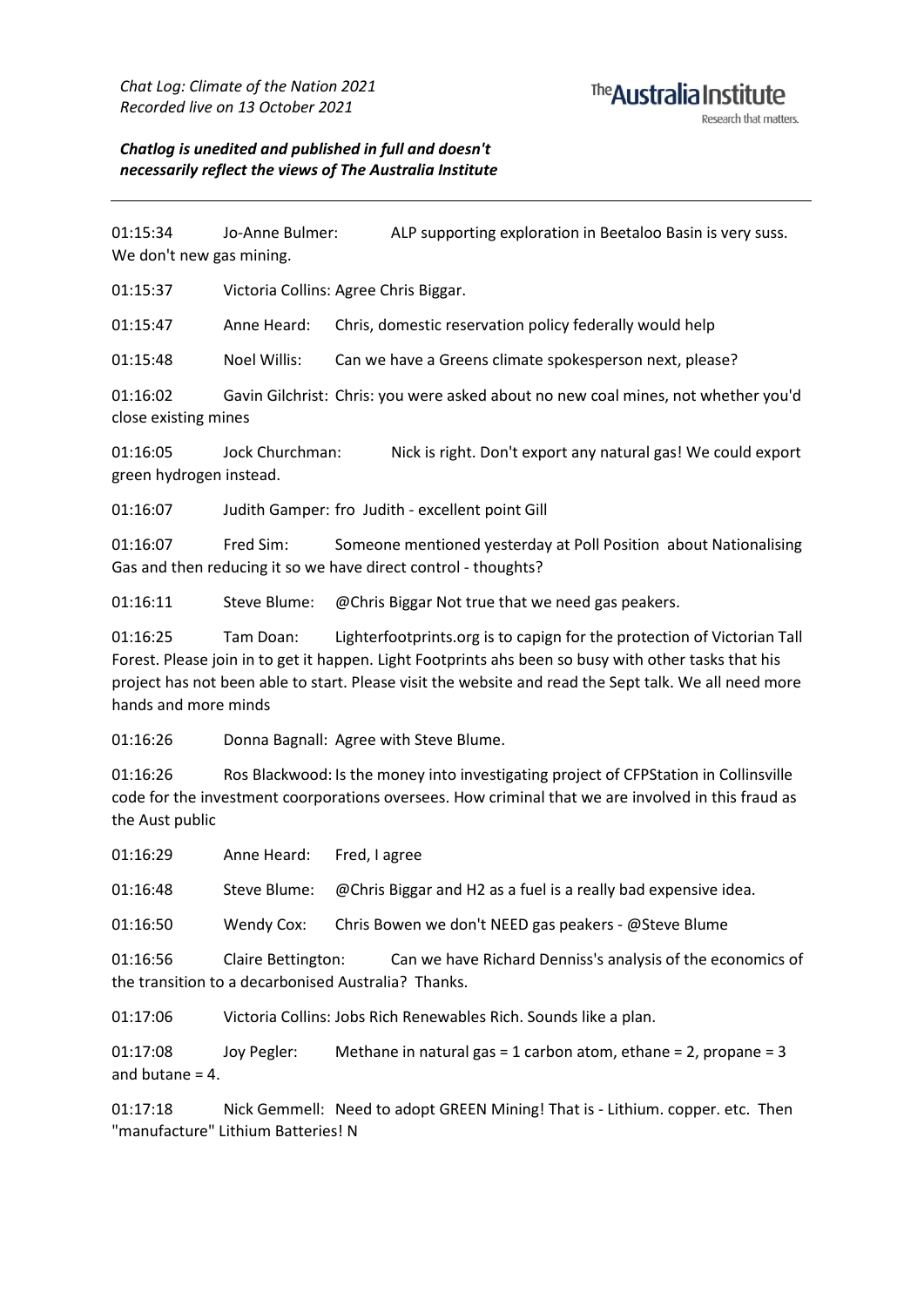*Chat Log: Climate of the Nation 2021*
*Recorded live on 13 October 2021*

***Chatlog is unedited and published in full and doesn't necessarily reflect the views of The Australia Institute***

---

01:15:34 Jo-Anne Bulmer: ALP supporting exploration in Beetaloo Basin is very suss. We don't new gas mining.

01:15:37 Victoria Collins: Agree Chris Biggar.

01:15:47 Anne Heard: Chris, domestic reservation policy federally would help

01:15:48 Noel Willis: Can we have a Greens climate spokesperson next, please?

01:16:02 Gavin Gilchrist: Chris: you were asked about no new coal mines, not whether you'd close existing mines

01:16:05 Jock Churchman: Nick is right. Don't export any natural gas! We could export green hydrogen instead.

01:16:07 Judith Gamper: fro Judith - excellent point Gill

01:16:07 Fred Sim: Someone mentioned yesterday at Poll Position about Nationalising Gas and then reducing it so we have direct control - thoughts?

01:16:11 Steve Blume: @Chris Biggar Not true that we need gas peakers.

01:16:25 Tam Doan: Lighterfootprints.org is to capign for the protection of Victorian Tall Forest. Please join in to get it happen. Light Footprints ahs been so busy with other tasks that his project has not been able to start. Please visit the website and read the Sept talk. We all need more hands and more minds

01:16:26 Donna Bagnall: Agree with Steve Blume.

01:16:26 Ros Blackwood: Is the money into investigating project of CFPStation in Collinsville code for the investment coorporations oversees. How criminal that we are involved in this fraud as the Aust public

01:16:29 Anne Heard: Fred, I agree

01:16:48 Steve Blume: @Chris Biggar and H2 as a fuel is a really bad expensive idea.

01:16:50 Wendy Cox: Chris Bowen we don't NEED gas peakers - @Steve Blume

01:16:56 Claire Bettington: Can we have Richard Denniss's analysis of the economics of the transition to a decarbonised Australia? Thanks.

01:17:06 Victoria Collins: Jobs Rich Renewables Rich. Sounds like a plan.

01:17:08 Joy Pegler: Methane in natural gas = 1 carbon atom, ethane = 2, propane = 3 and butane = 4.

01:17:18 Nick Gemmell: Need to adopt GREEN Mining! That is - Lithium. copper. etc. Then "manufacture" Lithium Batteries! N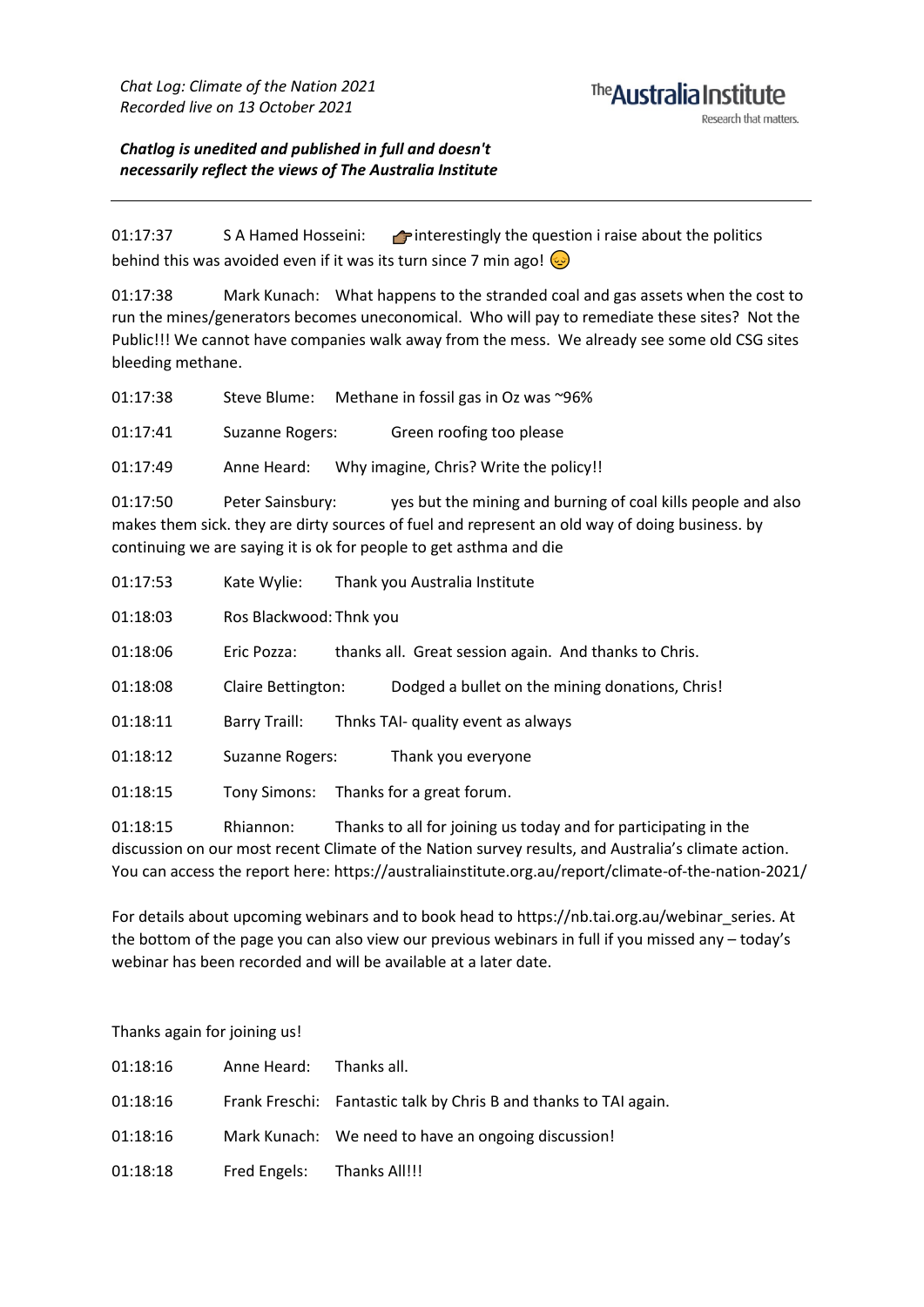*Chat Log: Climate of the Nation 2021*
*Recorded live on 13 October 2021*

***Chatlog is unedited and published in full and doesn't necessarily reflect the views of The Australia Institute***

---

01:17:37 S A Hamed Hosseini: 👉interestingly the question i raise about the politics behind this was avoided even if it was its turn since 7 min ago! 😔

01:17:38 Mark Kunach: What happens to the stranded coal and gas assets when the cost to run the mines/generators becomes uneconomical. Who will pay to remediate these sites? Not the Public!!! We cannot have companies walk away from the mess. We already see some old CSG sites bleeding methane.

01:17:38 Steve Blume: Methane in fossil gas in Oz was ~96%

01:17:41 Suzanne Rogers: Green roofing too please

01:17:49 Anne Heard: Why imagine, Chris? Write the policy!!

01:17:50 Peter Sainsbury: yes but the mining and burning of coal kills people and also makes them sick. they are dirty sources of fuel and represent an old way of doing business. by continuing we are saying it is ok for people to get asthma and die

01:17:53 Kate Wylie: Thank you Australia Institute

01:18:03 Ros Blackwood: Thnk you

01:18:06 Eric Pozza: thanks all. Great session again. And thanks to Chris.

01:18:08 Claire Bettington: Dodged a bullet on the mining donations, Chris!

01:18:11 Barry Traill: Thnks TAI- quality event as always

01:18:12 Suzanne Rogers: Thank you everyone

01:18:15 Tony Simons: Thanks for a great forum.

01:18:15 Rhiannon: Thanks to all for joining us today and for participating in the discussion on our most recent Climate of the Nation survey results, and Australia's climate action. You can access the report here: https://australiainstitute.org.au/report/climate-of-the-nation-2021/

For details about upcoming webinars and to book head to https://nb.tai.org.au/webinar_series. At the bottom of the page you can also view our previous webinars in full if you missed any – today's webinar has been recorded and will be available at a later date.

Thanks again for joining us!

01:18:16 Anne Heard: Thanks all.

01:18:16 Frank Freschi: Fantastic talk by Chris B and thanks to TAI again.

01:18:16 Mark Kunach: We need to have an ongoing discussion!

01:18:18 Fred Engels: Thanks All!!!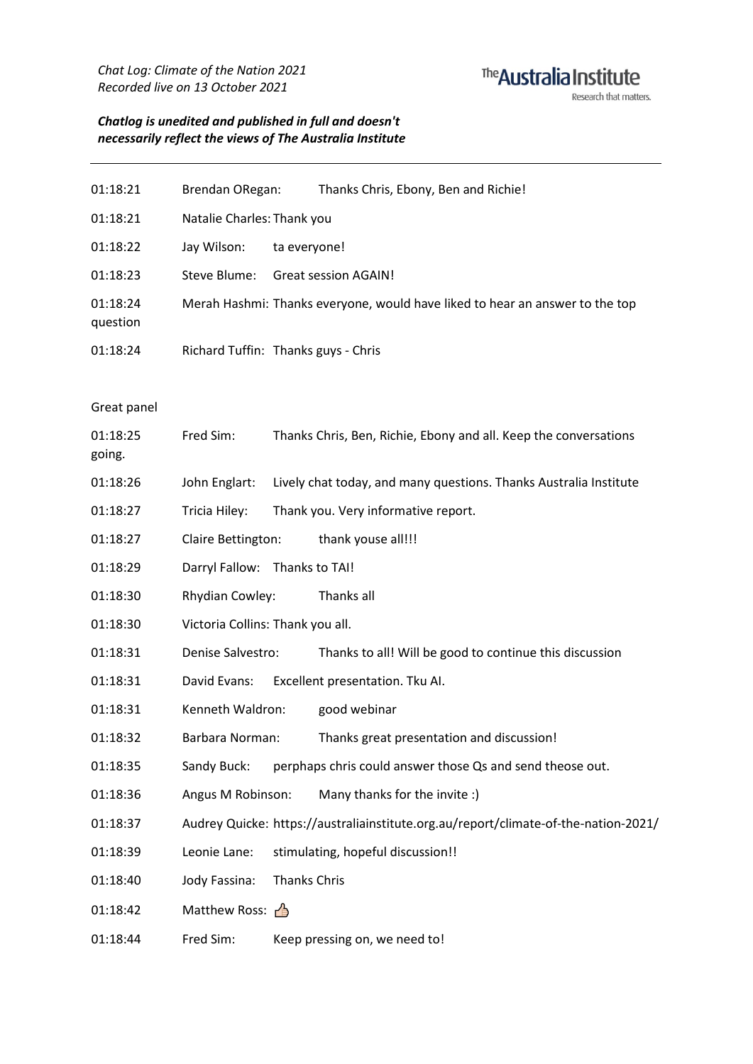*Chat Log: Climate of the Nation 2021*
*Recorded live on 13 October 2021*

***Chatlog is unedited and published in full and doesn't necessarily reflect the views of The Australia Institute***

---

01:18:21 Brendan ORegan: Thanks Chris, Ebony, Ben and Richie!

01:18:21 Natalie Charles: Thank you

01:18:22 Jay Wilson: ta everyone!

01:18:23 Steve Blume: Great session AGAIN!

01:18:24 Merah Hashmi: Thanks everyone, would have liked to hear an answer to the top question

01:18:24 Richard Tuffin: Thanks guys - Chris

Great panel

01:18:25 Fred Sim: Thanks Chris, Ben, Richie, Ebony and all. Keep the conversations going.

01:18:26 John Englart: Lively chat today, and many questions. Thanks Australia Institute

01:18:27 Tricia Hiley: Thank you. Very informative report.

01:18:27 Claire Bettington: thank youse all!!!

01:18:29 Darryl Fallow: Thanks to TAI!

01:18:30 Rhydian Cowley: Thanks all

01:18:30 Victoria Collins: Thank you all.

01:18:31 Denise Salvestro: Thanks to all! Will be good to continue this discussion

01:18:31 David Evans: Excellent presentation. Tku AI.

01:18:31 Kenneth Waldron: good webinar

01:18:32 Barbara Norman: Thanks great presentation and discussion!

01:18:35 Sandy Buck: perphaps chris could answer those Qs and send theose out.

01:18:36 Angus M Robinson: Many thanks for the invite :)

01:18:37 Audrey Quicke: https://australiainstitute.org.au/report/climate-of-the-nation-2021/

01:18:39 Leonie Lane: stimulating, hopeful discussion!!

01:18:40 Jody Fassina: Thanks Chris

01:18:42 Matthew Ross: 👍

01:18:44 Fred Sim: Keep pressing on, we need to!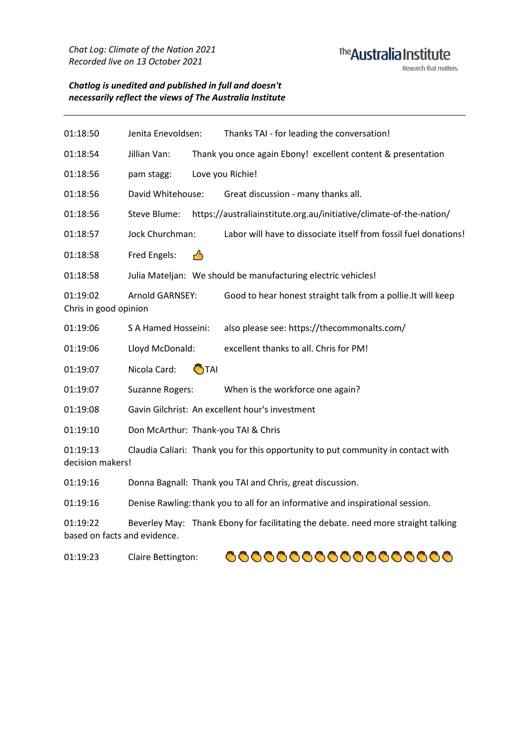*Chat Log: Climate of the Nation 2021*
*Recorded live on 13 October 2021*

***Chatlog is unedited and published in full and doesn't necessarily reflect the views of The Australia Institute***

---

01:18:50 Jenita Enevoldsen: Thanks TAI - for leading the conversation!

01:18:54 Jillian Van: Thank you once again Ebony! excellent content & presentation

01:18:56 pam stagg: Love you Richie!

01:18:56 David Whitehouse: Great discussion - many thanks all.

01:18:56 Steve Blume: https://australiainstitute.org.au/initiative/climate-of-the-nation/

01:18:57 Jock Churchman: Labor will have to dissociate itself from fossil fuel donations!

01:18:58 Fred Engels: 👍

01:18:58 Julia Mateljan: We should be manufacturing electric vehicles!

01:19:02 Arnold GARNSEY: Good to hear honest straight talk from a pollie.It will keep Chris in good opinion

01:19:06 S A Hamed Hosseini: also please see: https://thecommonalts.com/

01:19:06 Lloyd McDonald: excellent thanks to all. Chris for PM!

01:19:07 Nicola Card: 👏TAI

01:19:07 Suzanne Rogers: When is the workforce one again?

01:19:08 Gavin Gilchrist: An excellent hour's investment

01:19:10 Don McArthur: Thank-you TAI & Chris

01:19:13 Claudia Caliari: Thank you for this opportunity to put community in contact with decision makers!

01:19:16 Donna Bagnall: Thank you TAI and Chris, great discussion.

01:19:16 Denise Rawling: thank you to all for an informative and inspirational session.

01:19:22 Beverley May: Thank Ebony for facilitating the debate. need more straight talking based on facts and evidence.

01:19:23 Claire Bettington: 👏👏👏👏👏👏👏👏👏👏👏👏👏👏👏👏👏👏